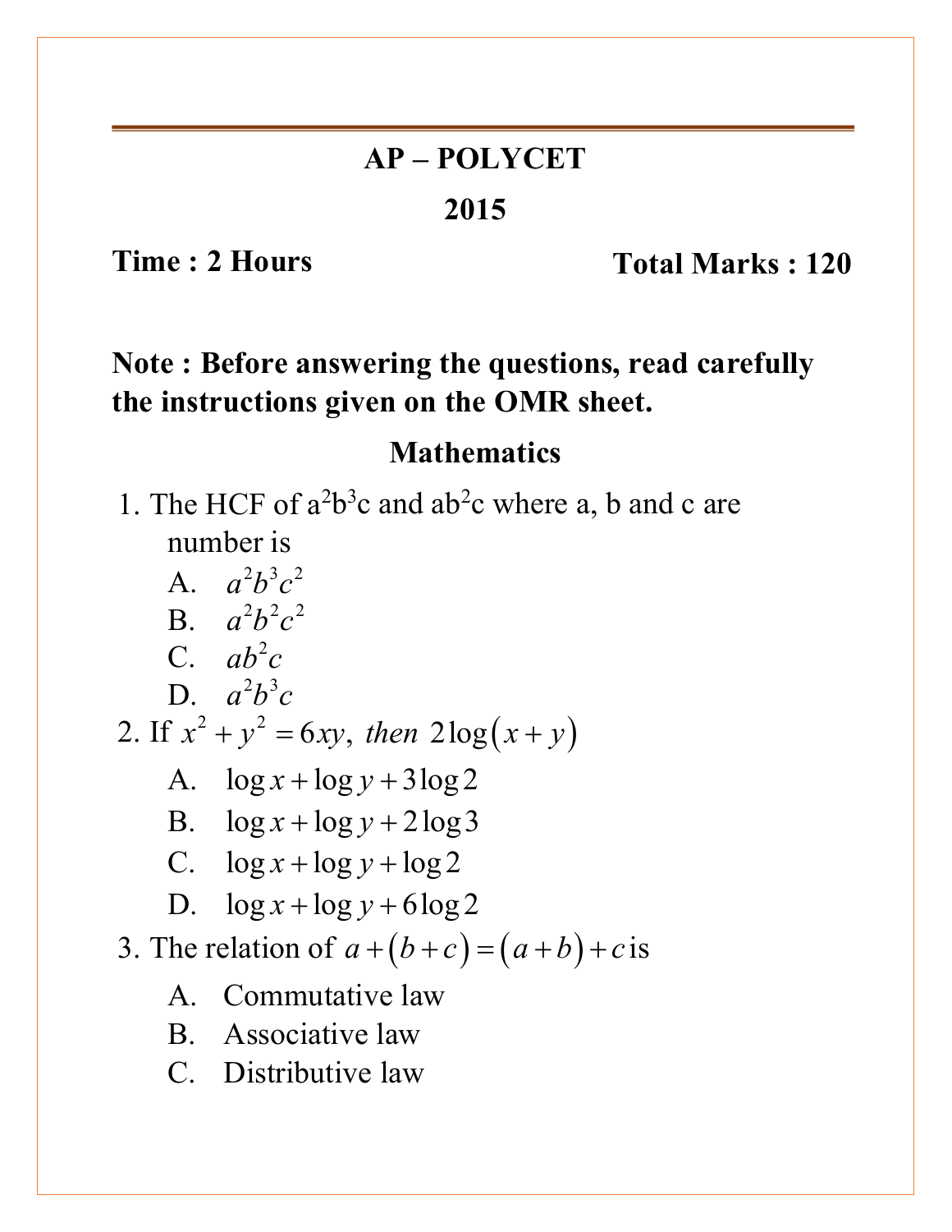# AP – POLYCET

## 2015

**Time : 2 Hours** **Total Marks : 120**

**Note : Before answering the questions, read carefully the instructions given on the OMR sheet.**

## Mathematics

1. The HCF of $a^2b^3c$ and $ab^2c$ where a, b and c are number is

   A. $a^2b^3c^2$

   B. $a^2b^2c^2$

   C. $ab^2c$

   D. $a^2b^3c$

2. If $x^2 + y^2 = 6xy$, then $2\log(x+y)$

   A. $\log x + \log y + 3\log 2$

   B. $\log x + \log y + 2\log 3$

   C. $\log x + \log y + \log 2$

   D. $\log x + \log y + 6\log 2$

3. The relation of $a + (b + c) = (a + b) + c$ is

   A. Commutative law

   B. Associative law

   C. Distributive law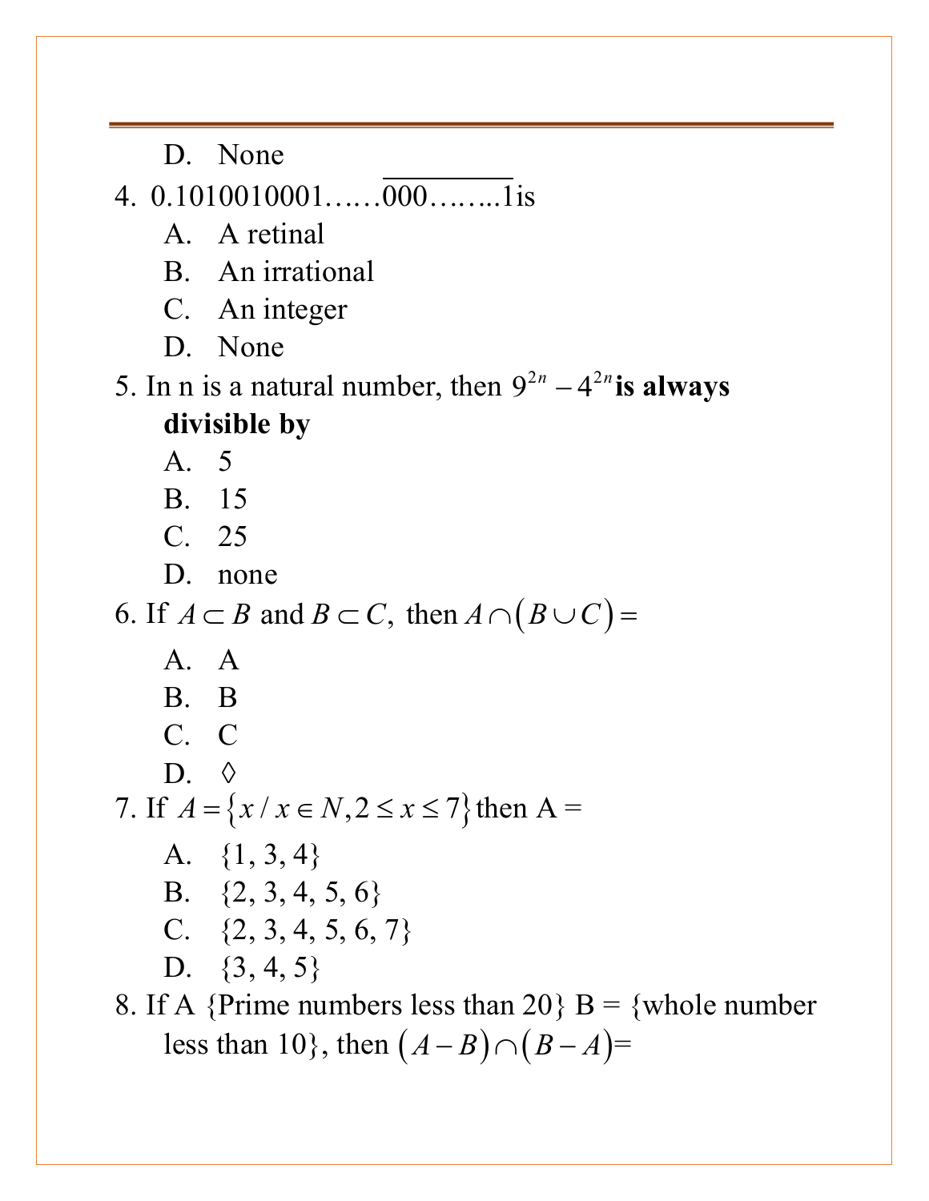D. None

4. $0.1010010001\ldots\ldots\overline{000\ldots\ldots.1}$is

   A. A retinal

   B. An irrational

   C. An integer

   D. None

5. In n is a natural number, then $9^{2n} - 4^{2n}$ **is always divisible by**

   A. 5

   B. 15

   C. 25

   D. none

6. If $A \subset B$ and $B \subset C,$ then $A \cap (B \cup C) =$

   A. A

   B. B

   C. C

   D. ◊

7. If $A = \{x / x \in N, 2 \leq x \leq 7\}$ then A =

   A. {1, 3, 4}

   B. {2, 3, 4, 5, 6}

   C. {2, 3, 4, 5, 6, 7}

   D. {3, 4, 5}

8. If A {Prime numbers less than 20} B = {whole number less than 10}, then $(A - B) \cap (B - A)$=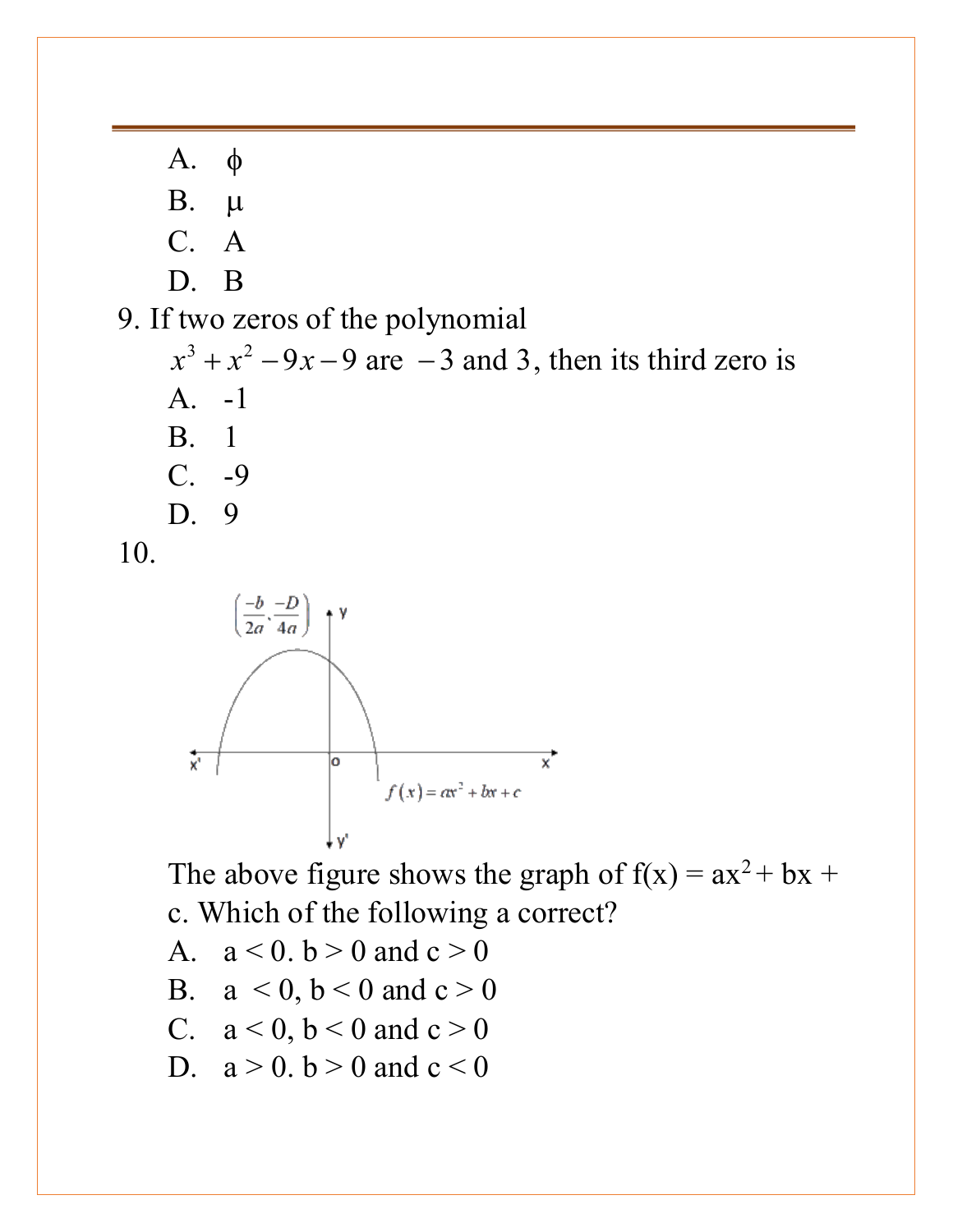A. $\phi$

B. $\mu$

C. A

D. B

9. If two zeros of the polynomial $x^3 + x^2 - 9x - 9$ are $-3$ and $3$, then its third zero is

A. -1

B. 1

C. -9

D. 9

10.

$\left(\frac{-b}{2a}, \frac{-D}{4a}\right)$

$f(x) = ax^2 + bx + c$

The above figure shows the graph of f(x) = ax$^2$ + bx + c. Which of the following a correct?

A. a < 0. b > 0 and c > 0

B. a < 0, b < 0 and c > 0

C. a < 0, b < 0 and c > 0

D. a > 0. b > 0 and c < 0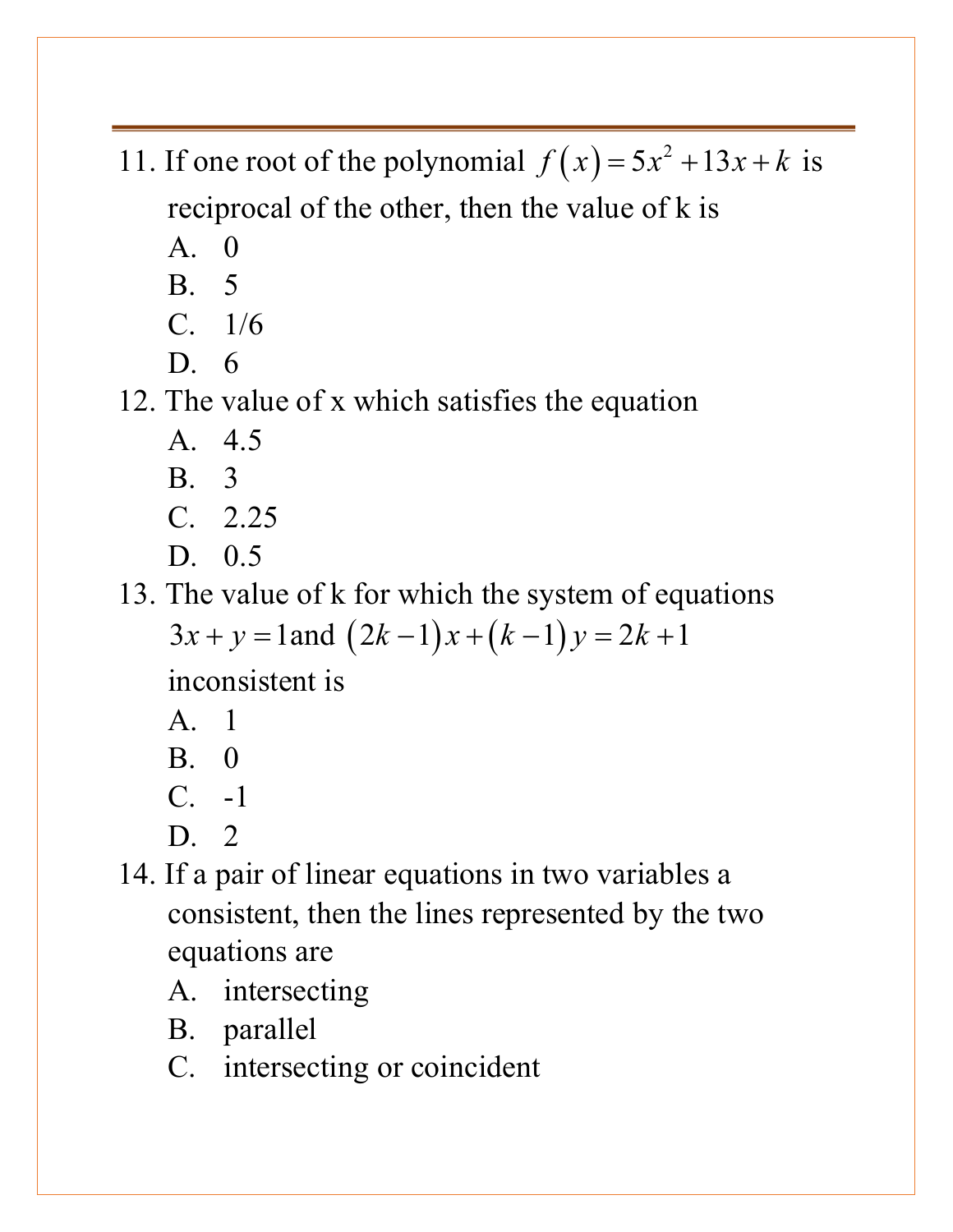11. If one root of the polynomial $f(x) = 5x^2 + 13x + k$ is reciprocal of the other, then the value of k is
    A. 0
    B. 5
    C. 1/6
    D. 6
12. The value of x which satisfies the equation
    A. 4.5
    B. 3
    C. 2.25
    D. 0.5
13. The value of k for which the system of equations $3x + y = 1$ and $(2k-1)x + (k-1)y = 2k+1$ inconsistent is
    A. 1
    B. 0
    C. -1
    D. 2
14. If a pair of linear equations in two variables a consistent, then the lines represented by the two equations are
    A. intersecting
    B. parallel
    C. intersecting or coincident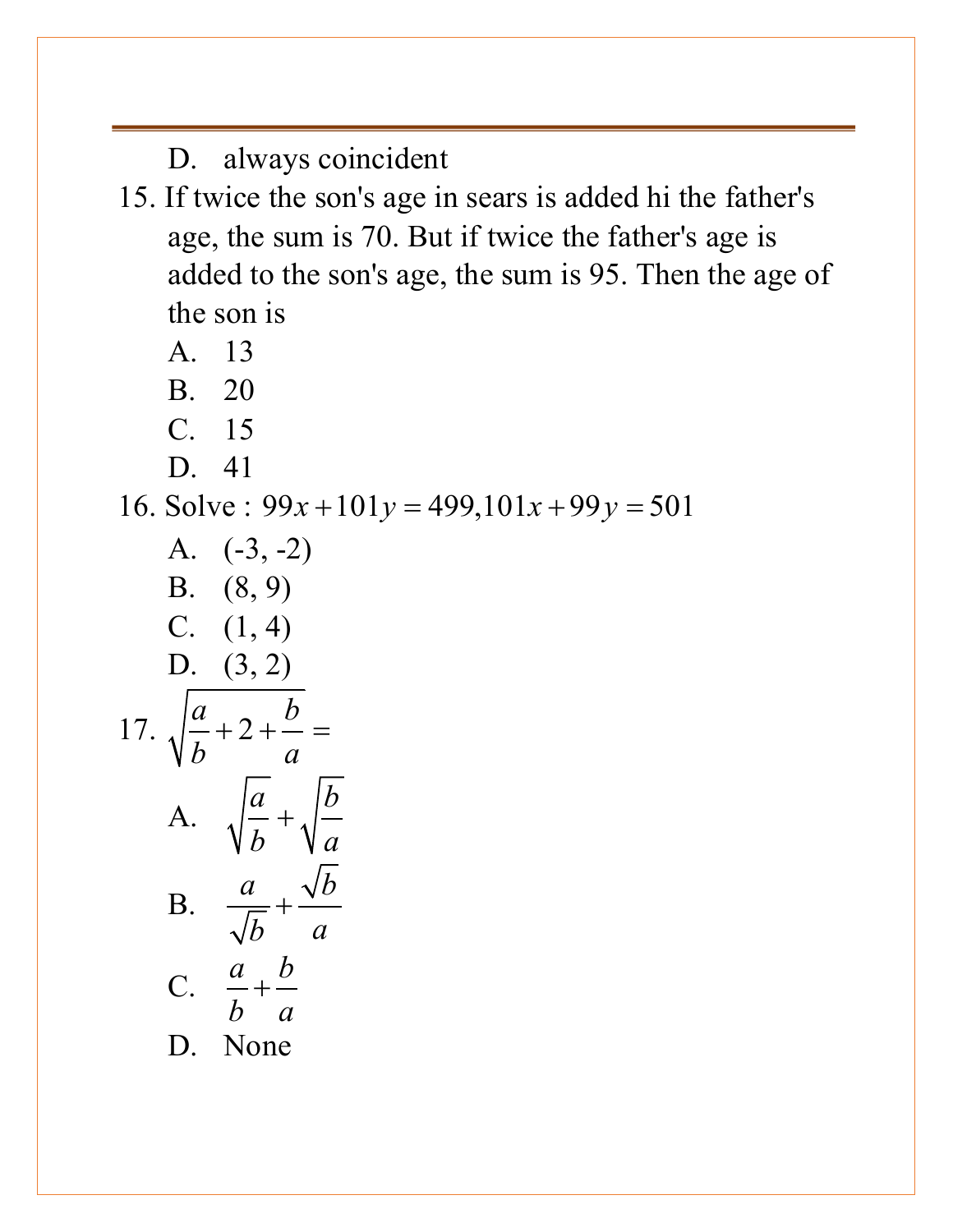D. always coincident

15. If twice the son's age in sears is added hi the father's age, the sum is 70. But if twice the father's age is added to the son's age, the sum is 95. Then the age of the son is

A. 13

B. 20

C. 15

D. 41

16. Solve : $99x+101y=499, 101x+99y=501$

A. (-3, -2)

B. (8, 9)

C. (1, 4)

D. (3, 2)

17. $\sqrt{\dfrac{a}{b}+2+\dfrac{b}{a}}=$

A. $\sqrt{\dfrac{a}{b}}+\sqrt{\dfrac{b}{a}}$

B. $\dfrac{a}{\sqrt{b}}+\dfrac{\sqrt{b}}{a}$

C. $\dfrac{a}{b}+\dfrac{b}{a}$

D. None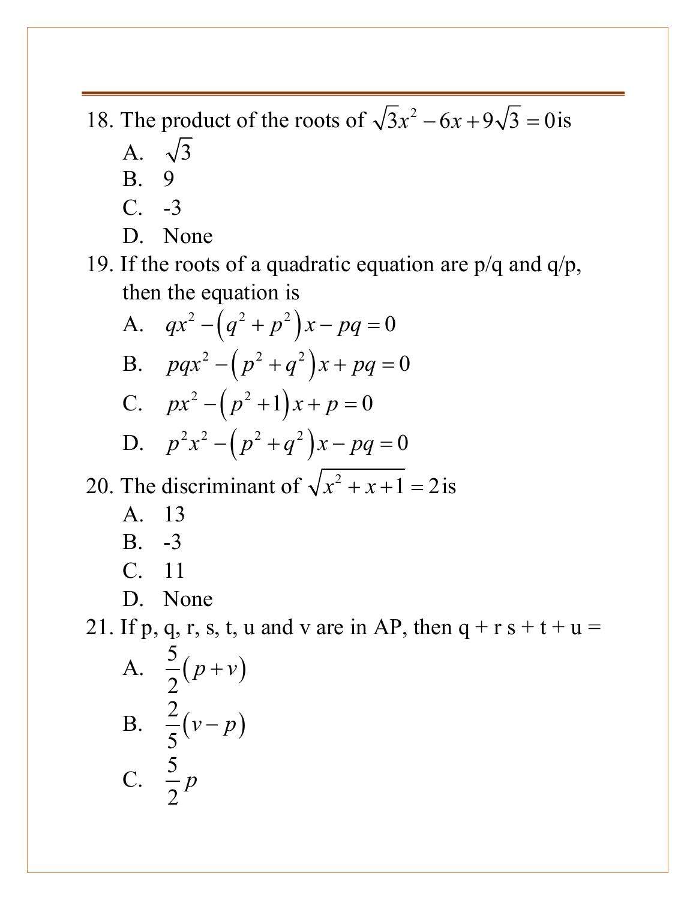18. The product of the roots of $\sqrt{3}x^2 - 6x + 9\sqrt{3} = 0$ is
    A. $\sqrt{3}$
    B. 9
    C. -3
    D. None
19. If the roots of a quadratic equation are p/q and q/p, then the equation is
    A. $qx^2 - (q^2 + p^2)x - pq = 0$
    B. $pqx^2 - (p^2 + q^2)x + pq = 0$
    C. $px^2 - (p^2 + 1)x + p = 0$
    D. $p^2x^2 - (p^2 + q^2)x - pq = 0$
20. The discriminant of $\sqrt{x^2 + x + 1} = 2$ is
    A. 13
    B. -3
    C. 11
    D. None
21. If p, q, r, s, t, u and v are in AP, then q + r s + t + u =
    A. $\frac{5}{2}(p + v)$
    B. $\frac{2}{5}(v - p)$
    C. $\frac{5}{2}p$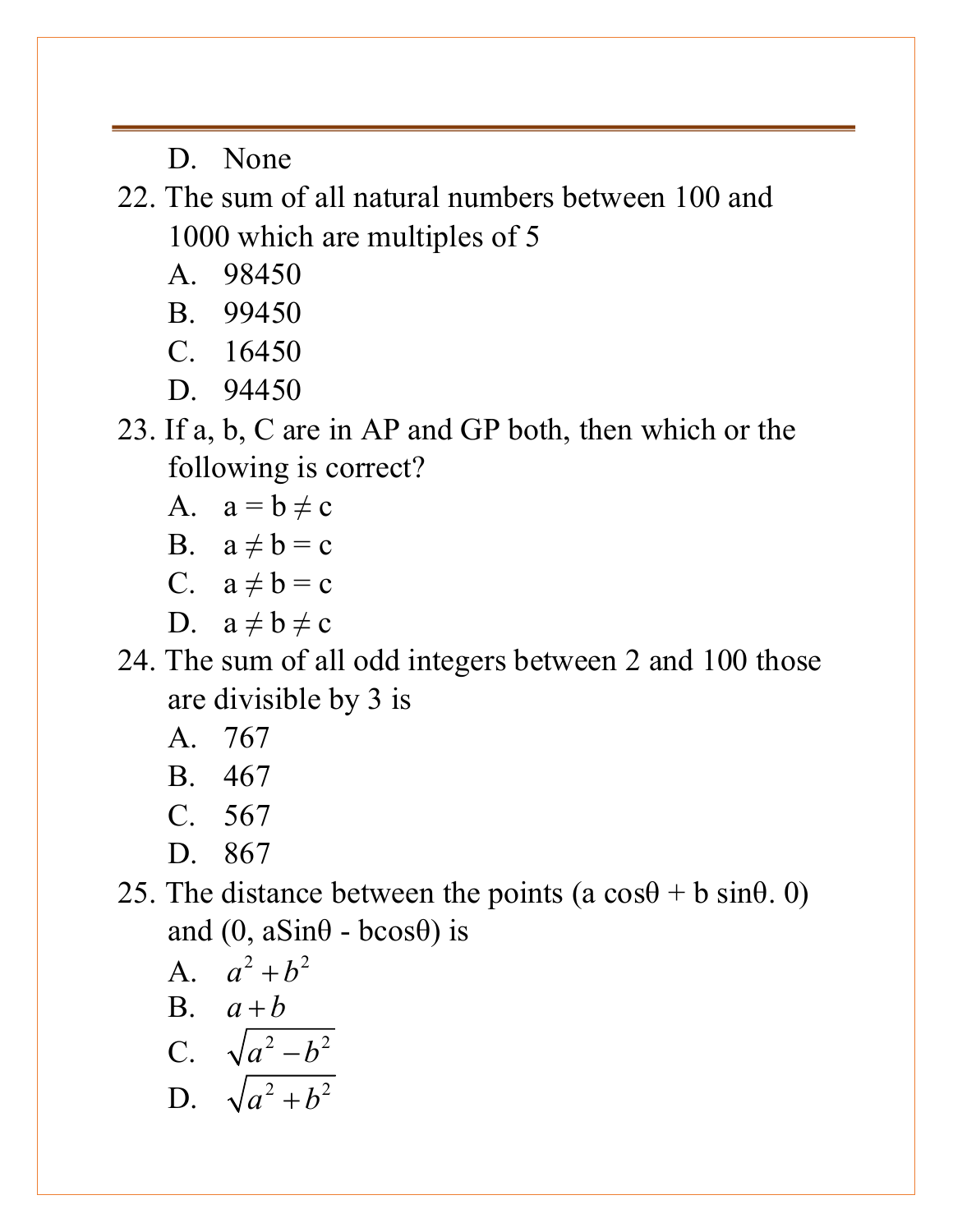D. None

22. The sum of all natural numbers between 100 and 1000 which are multiples of 5

    A. 98450
    B. 99450
    C. 16450
    D. 94450

23. If a, b, C are in AP and GP both, then which or the following is correct?

    A. $a = b \neq c$
    B. $a \neq b = c$
    C. $a \neq b = c$
    D. $a \neq b \neq c$

24. The sum of all odd integers between 2 and 100 those are divisible by 3 is

    A. 767
    B. 467
    C. 567
    D. 867

25. The distance between the points (a cosθ + b sinθ. 0) and (0, aSinθ - bcosθ) is

    A. $a^2 + b^2$
    B. $a + b$
    C. $\sqrt{a^2 - b^2}$
    D. $\sqrt{a^2 + b^2}$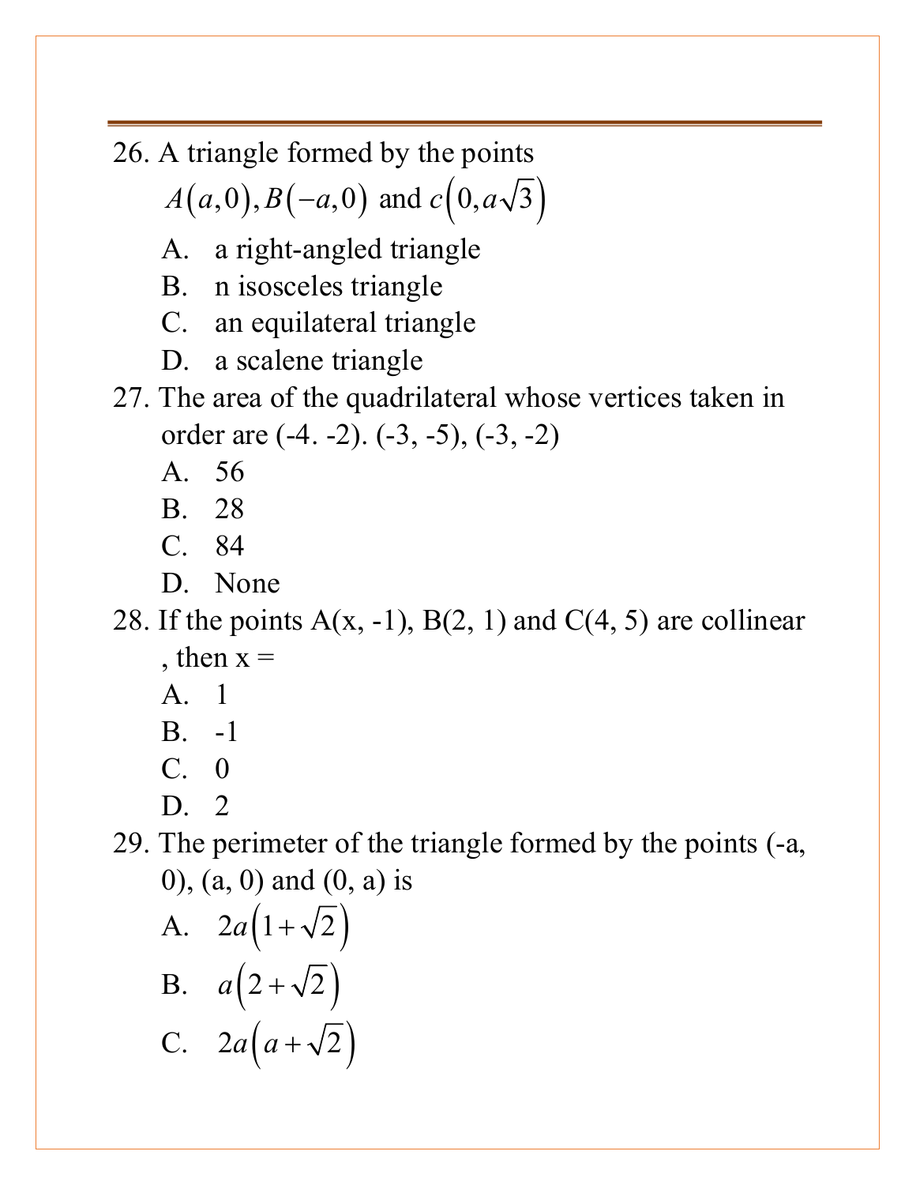26. A triangle formed by the points $A(a,0), B(-a,0)$ and $c\left(0,a\sqrt{3}\right)$

    A. a right-angled triangle

    B. n isosceles triangle

    C. an equilateral triangle

    D. a scalene triangle

27. The area of the quadrilateral whose vertices taken in order are (-4. -2). (-3, -5), (-3, -2)

    A. 56

    B. 28

    C. 84

    D. None

28. If the points A(x, -1), B(2, 1) and C(4, 5) are collinear , then x =

    A. 1

    B. -1

    C. 0

    D. 2

29. The perimeter of the triangle formed by the points (-a, 0), (a, 0) and (0, a) is

    A. $2a\left(1+\sqrt{2}\right)$

    B. $a\left(2+\sqrt{2}\right)$

    C. $2a\left(a+\sqrt{2}\right)$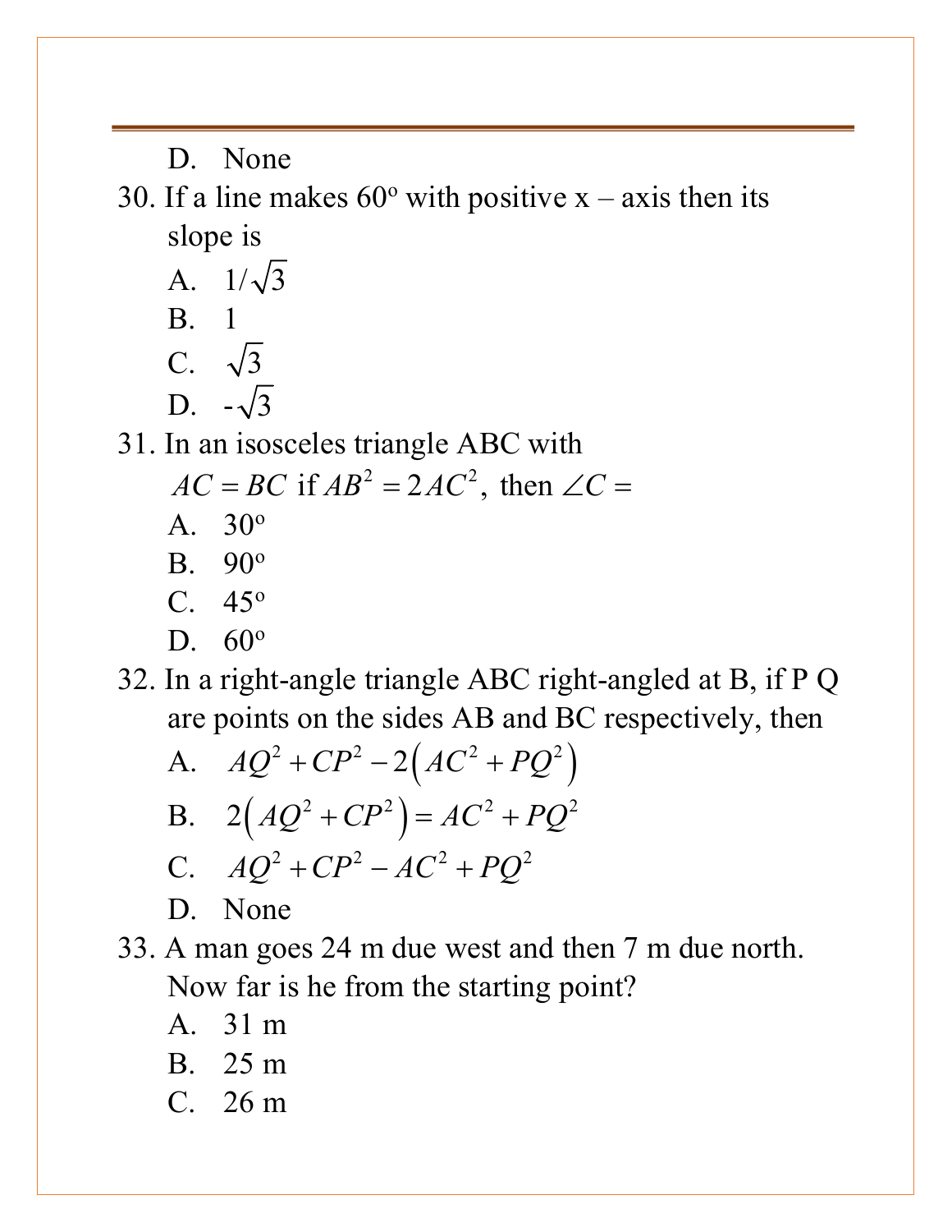D. None

30. If a line makes $60^o$ with positive x – axis then its slope is

A. $1/\sqrt{3}$

B. 1

C. $\sqrt{3}$

D. $-\sqrt{3}$

31. In an isosceles triangle ABC with $AC = BC$ if $AB^2 = 2AC^2$, then $\angle C =$

A. $30^o$

B. $90^o$

C. $45^o$

D. $60^o$

32. In a right-angle triangle ABC right-angled at B, if P Q are points on the sides AB and BC respectively, then

A. $AQ^2 + CP^2 - 2\left(AC^2 + PQ^2\right)$

B. $2\left(AQ^2 + CP^2\right) = AC^2 + PQ^2$

C. $AQ^2 + CP^2 - AC^2 + PQ^2$

D. None

33. A man goes 24 m due west and then 7 m due north. Now far is he from the starting point?

A. 31 m

B. 25 m

C. 26 m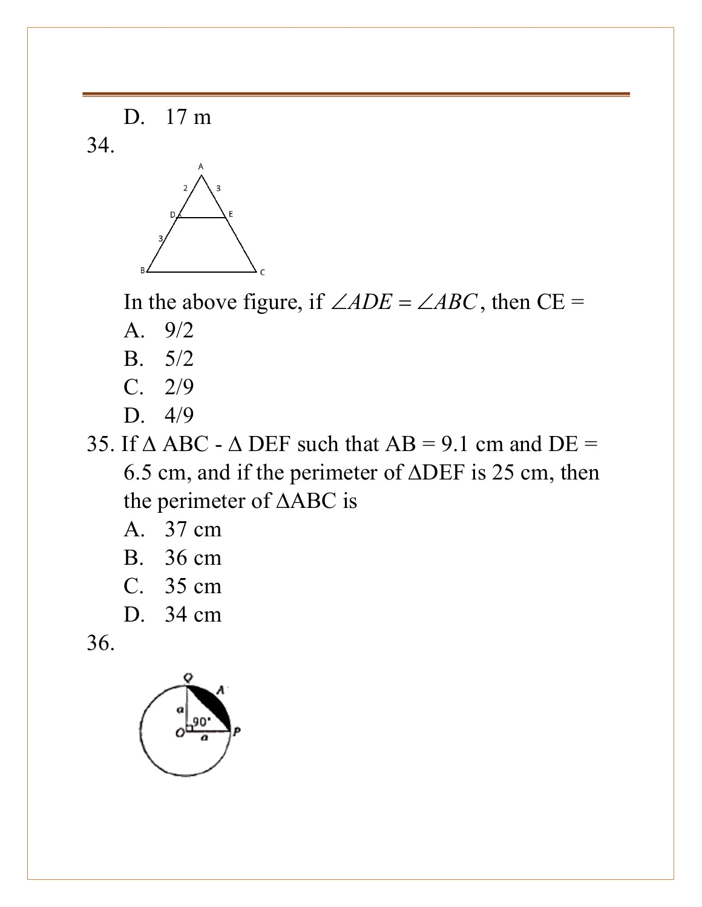D. 17 m

34.

In the above figure, if $\angle ADE = \angle ABC$, then CE =

A. 9/2

B. 5/2

C. 2/9

D. 4/9

35. If Δ ABC - Δ DEF such that AB = 9.1 cm and DE = 6.5 cm, and if the perimeter of ΔDEF is 25 cm, then the perimeter of ΔABC is

A. 37 cm

B. 36 cm

C. 35 cm

D. 34 cm

36.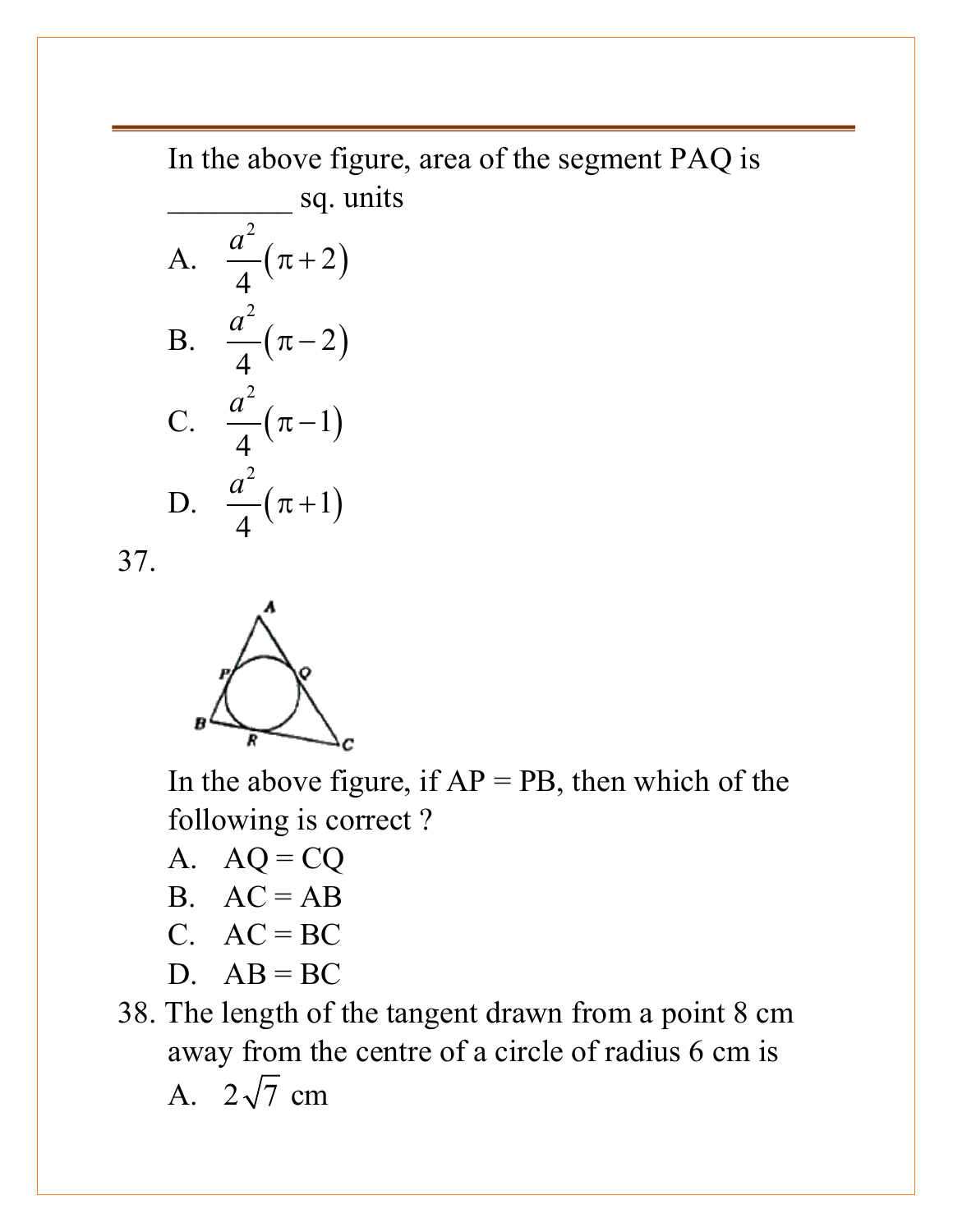In the above figure, area of the segment PAQ is ________ sq. units

A. $\frac{a^2}{4}(\pi+2)$

B. $\frac{a^2}{4}(\pi-2)$

C. $\frac{a^2}{4}(\pi-1)$

D. $\frac{a^2}{4}(\pi+1)$

37.

In the above figure, if AP = PB, then which of the following is correct ?

A. AQ = CQ

B. AC = AB

C. AC = BC

D. AB = BC

38. The length of the tangent drawn from a point 8 cm away from the centre of a circle of radius 6 cm is

A. $2\sqrt{7}$ cm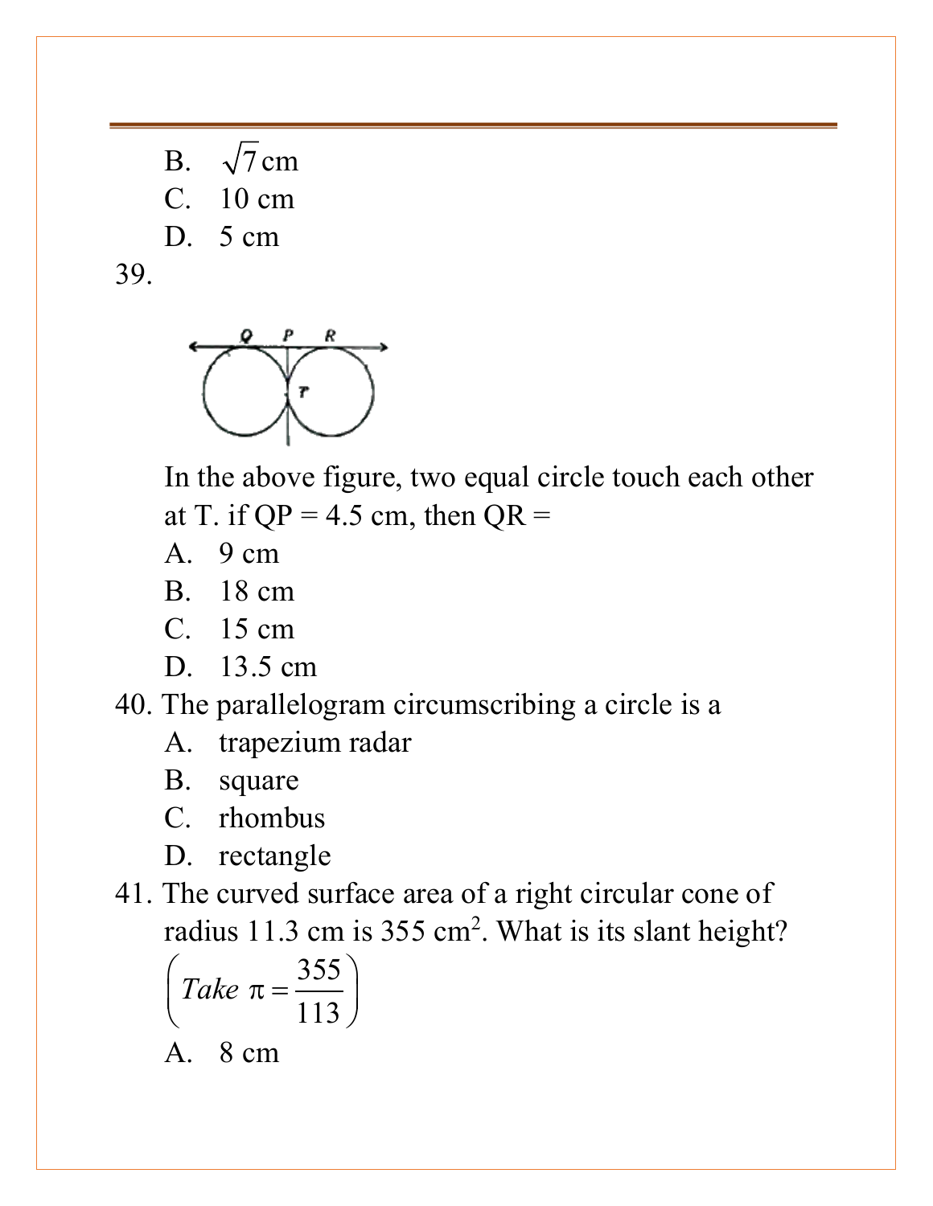B. $\sqrt{7}$ cm
C. 10 cm
D. 5 cm

39.

In the above figure, two equal circle touch each other at T. if QP = 4.5 cm, then QR =

A. 9 cm
B. 18 cm
C. 15 cm
D. 13.5 cm

40. The parallelogram circumscribing a circle is a

A. trapezium radar
B. square
C. rhombus
D. rectangle

41. The curved surface area of a right circular cone of radius 11.3 cm is 355 cm$^2$. What is its slant height? $\left(Take\ \pi = \frac{355}{113}\right)$

A. 8 cm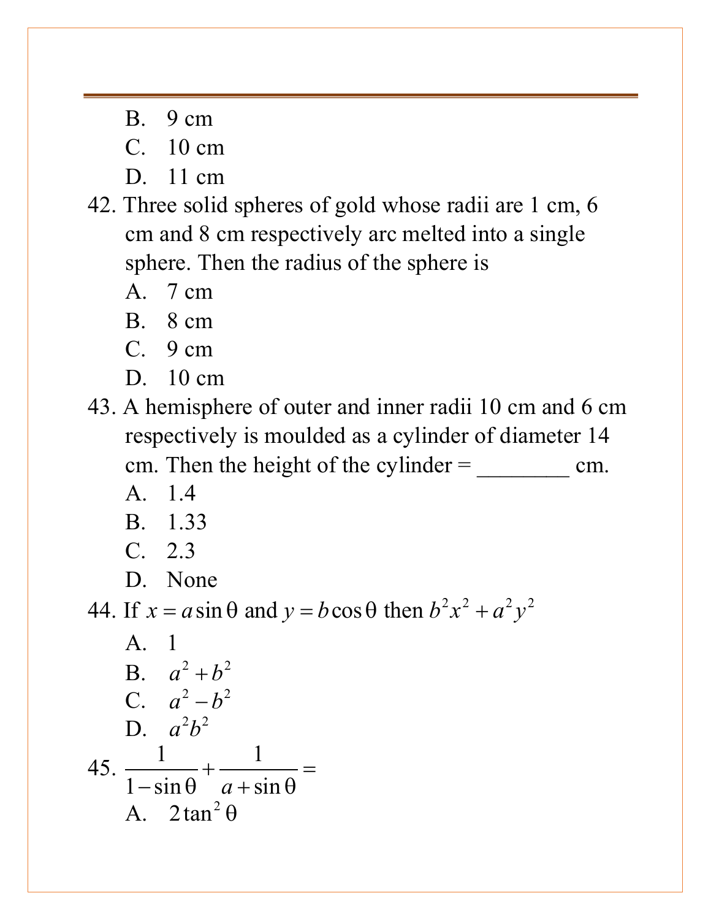B. 9 cm

C. 10 cm

D. 11 cm

42. Three solid spheres of gold whose radii are 1 cm, 6 cm and 8 cm respectively arc melted into a single sphere. Then the radius of the sphere is

A. 7 cm

B. 8 cm

C. 9 cm

D. 10 cm

43. A hemisphere of outer and inner radii 10 cm and 6 cm respectively is moulded as a cylinder of diameter 14 cm. Then the height of the cylinder = ________ cm.

A. 1.4

B. 1.33

C. 2.3

D. None

44. If $x = a\sin\theta$ and $y = b\cos\theta$ then $b^2x^2 + a^2y^2$

A. 1

B. $a^2 + b^2$

C. $a^2 - b^2$

D. $a^2b^2$

45. $\dfrac{1}{1-\sin\theta} + \dfrac{1}{a+\sin\theta} =$

A. $2\tan^2\theta$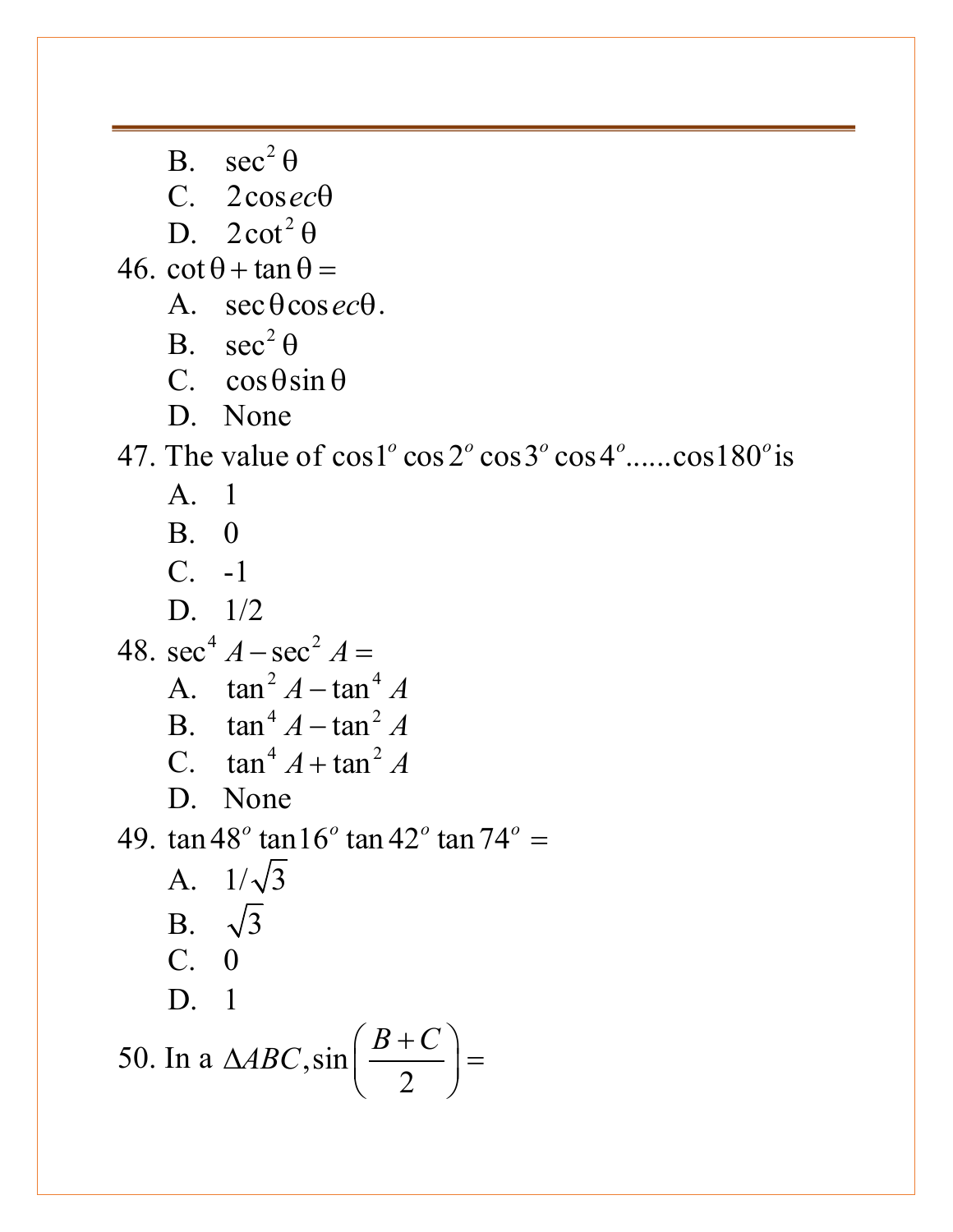B. $\sec^2\theta$

C. $2\cos ec\theta$

D. $2\cot^2\theta$

46. $\cot\theta + \tan\theta =$

A. $\sec\theta \cos ec\theta.$

B. $\sec^2\theta$

C. $\cos\theta\sin\theta$

D. None

47. The value of $\cos 1^o \cos 2^o \cos 3^o \cos 4^o ......\cos 180^o$ is

A. 1

B. 0

C. -1

D. 1/2

48. $\sec^4 A - \sec^2 A =$

A. $\tan^2 A - \tan^4 A$

B. $\tan^4 A - \tan^2 A$

C. $\tan^4 A + \tan^2 A$

D. None

49. $\tan 48^o \tan 16^o \tan 42^o \tan 74^o =$

A. $1/\sqrt{3}$

B. $\sqrt{3}$

C. 0

D. 1

50. In a $\Delta ABC, \sin\left(\dfrac{B+C}{2}\right) =$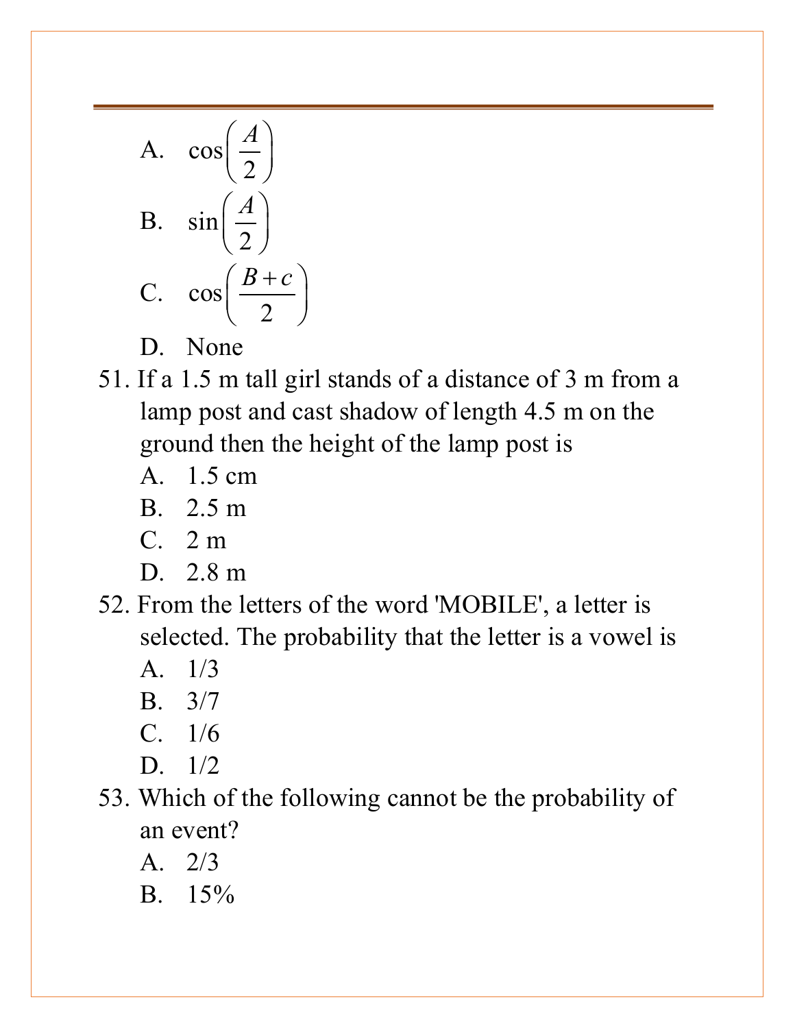A. $\cos\left(\frac{A}{2}\right)$

B. $\sin\left(\frac{A}{2}\right)$

C. $\cos\left(\frac{B+c}{2}\right)$

D. None

51. If a 1.5 m tall girl stands of a distance of 3 m from a lamp post and cast shadow of length 4.5 m on the ground then the height of the lamp post is

    A. 1.5 cm

    B. 2.5 m

    C. 2 m

    D. 2.8 m

52. From the letters of the word 'MOBILE', a letter is selected. The probability that the letter is a vowel is

    A. 1/3

    B. 3/7

    C. 1/6

    D. 1/2

53. Which of the following cannot be the probability of an event?

    A. 2/3

    B. 15%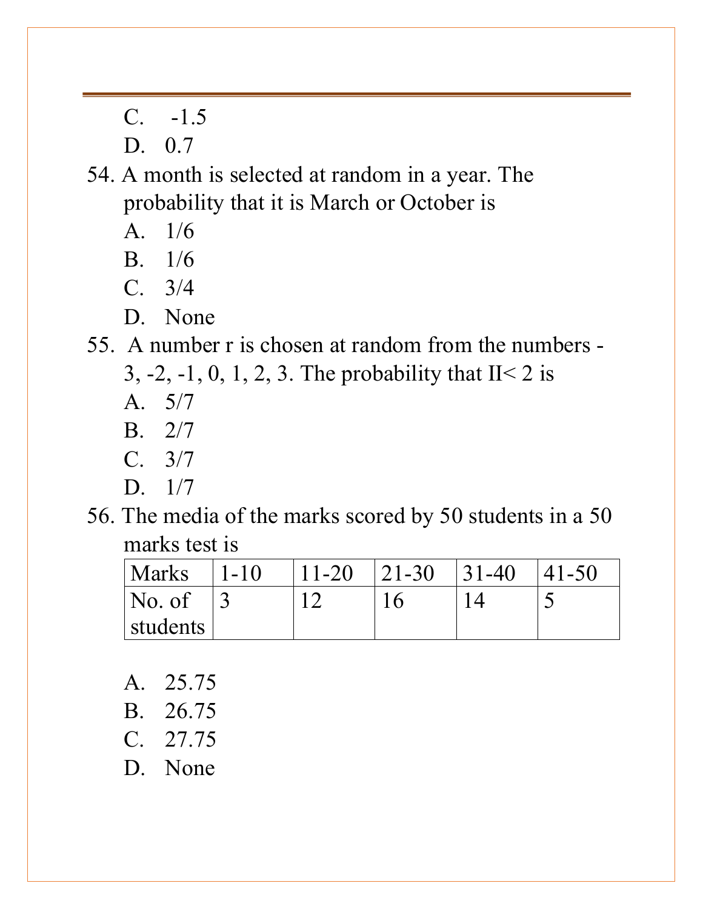C. -1.5

D. 0.7

54. A month is selected at random in a year. The probability that it is March or October is

A. 1/6

B. 1/6

C. 3/4

D. None

55. A number r is chosen at random from the numbers -3, -2, -1, 0, 1, 2, 3. The probability that II< 2 is

A. 5/7

B. 2/7

C. 3/7

D. 1/7

56. The media of the marks scored by 50 students in a 50 marks test is

| Marks | 1-10 | 11-20 | 21-30 | 31-40 | 41-50 |
|---|---|---|---|---|---|
| No. of students | 3 | 12 | 16 | 14 | 5 |

A. 25.75

B. 26.75

C. 27.75

D. None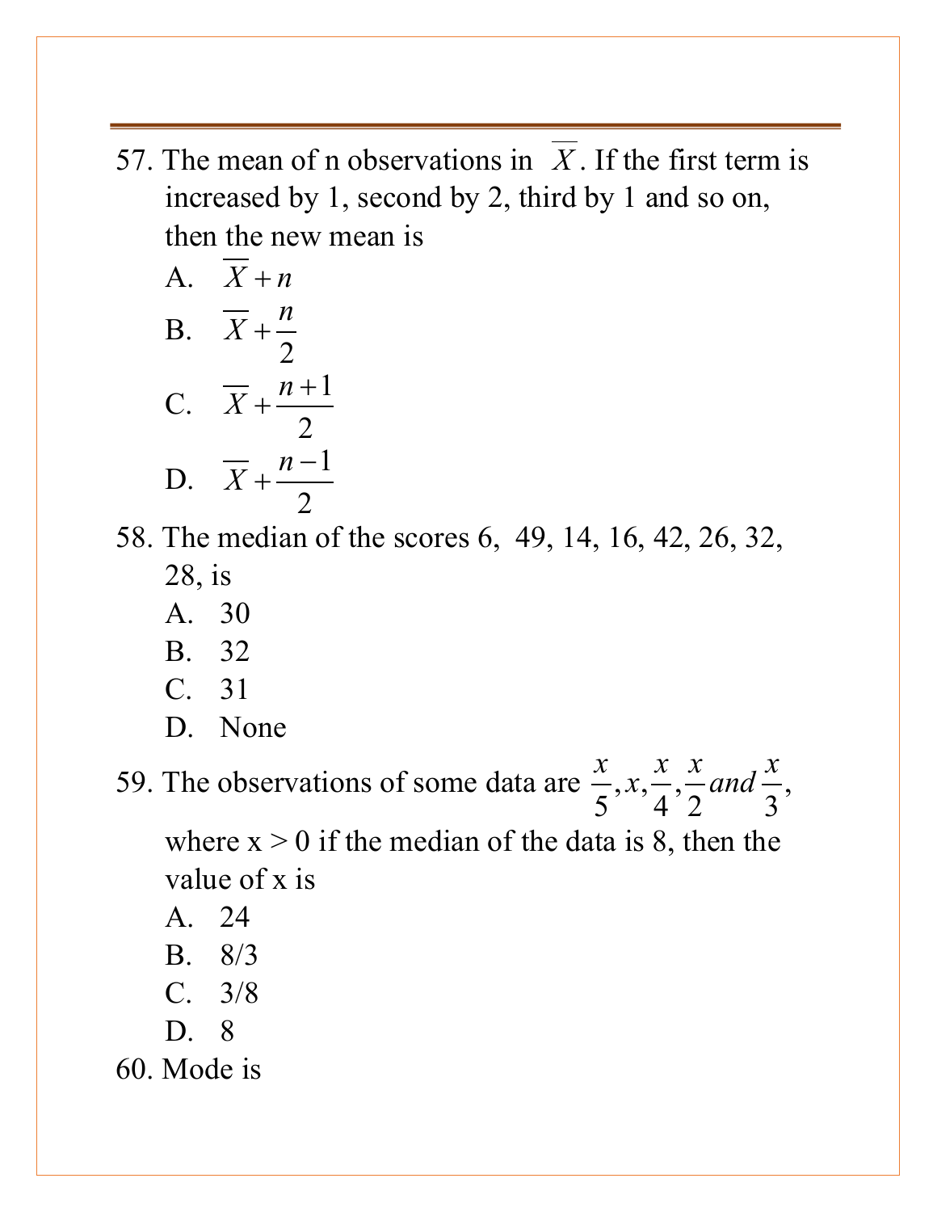57. The mean of n observations in $\overline{X}$. If the first term is increased by 1, second by 2, third by 1 and so on, then the new mean is

A. $\overline{X} + n$

B. $\overline{X} + \frac{n}{2}$

C. $\overline{X} + \frac{n+1}{2}$

D. $\overline{X} + \frac{n-1}{2}$

58. The median of the scores 6, 49, 14, 16, 42, 26, 32, 28, is

A. 30

B. 32

C. 31

D. None

59. The observations of some data are $\frac{x}{5}, x, \frac{x}{4}, \frac{x}{2}$ *and* $\frac{x}{3}$, where x > 0 if the median of the data is 8, then the value of x is

A. 24

B. 8/3

C. 3/8

D. 8

60. Mode is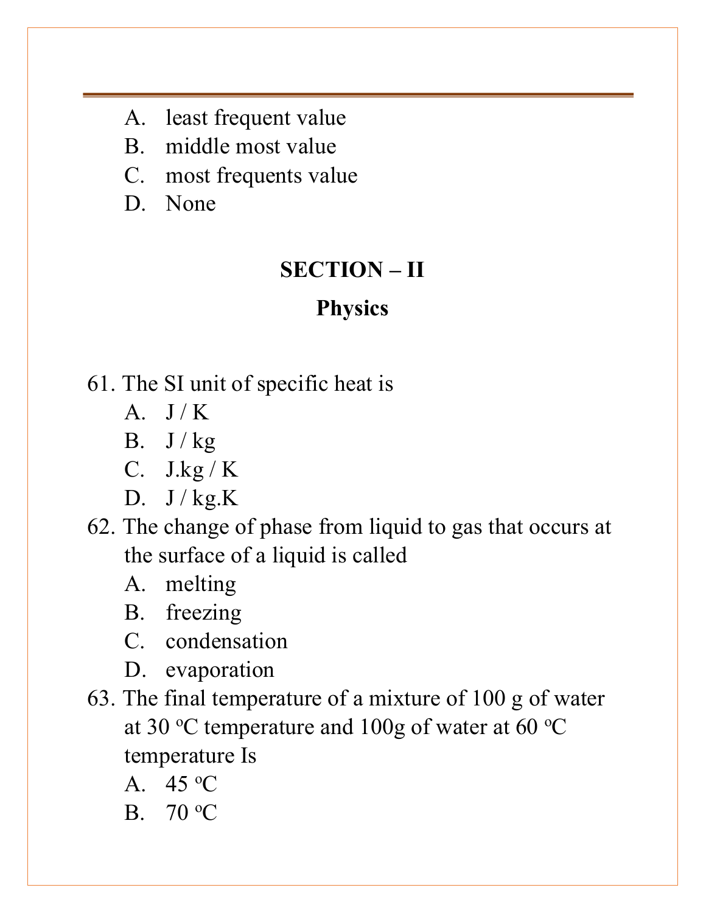A. least frequent value
B. middle most value
C. most frequents value
D. None

## SECTION – II

## Physics

61. The SI unit of specific heat is
    A. J / K
    B. J / kg
    C. J.kg / K
    D. J / kg.K
62. The change of phase from liquid to gas that occurs at the surface of a liquid is called
    A. melting
    B. freezing
    C. condensation
    D. evaporation
63. The final temperature of a mixture of 100 g of water at 30 $^{o}$C temperature and 100g of water at 60 $^{o}$C temperature Is
    A. 45 $^{o}$C
    B. 70 $^{o}$C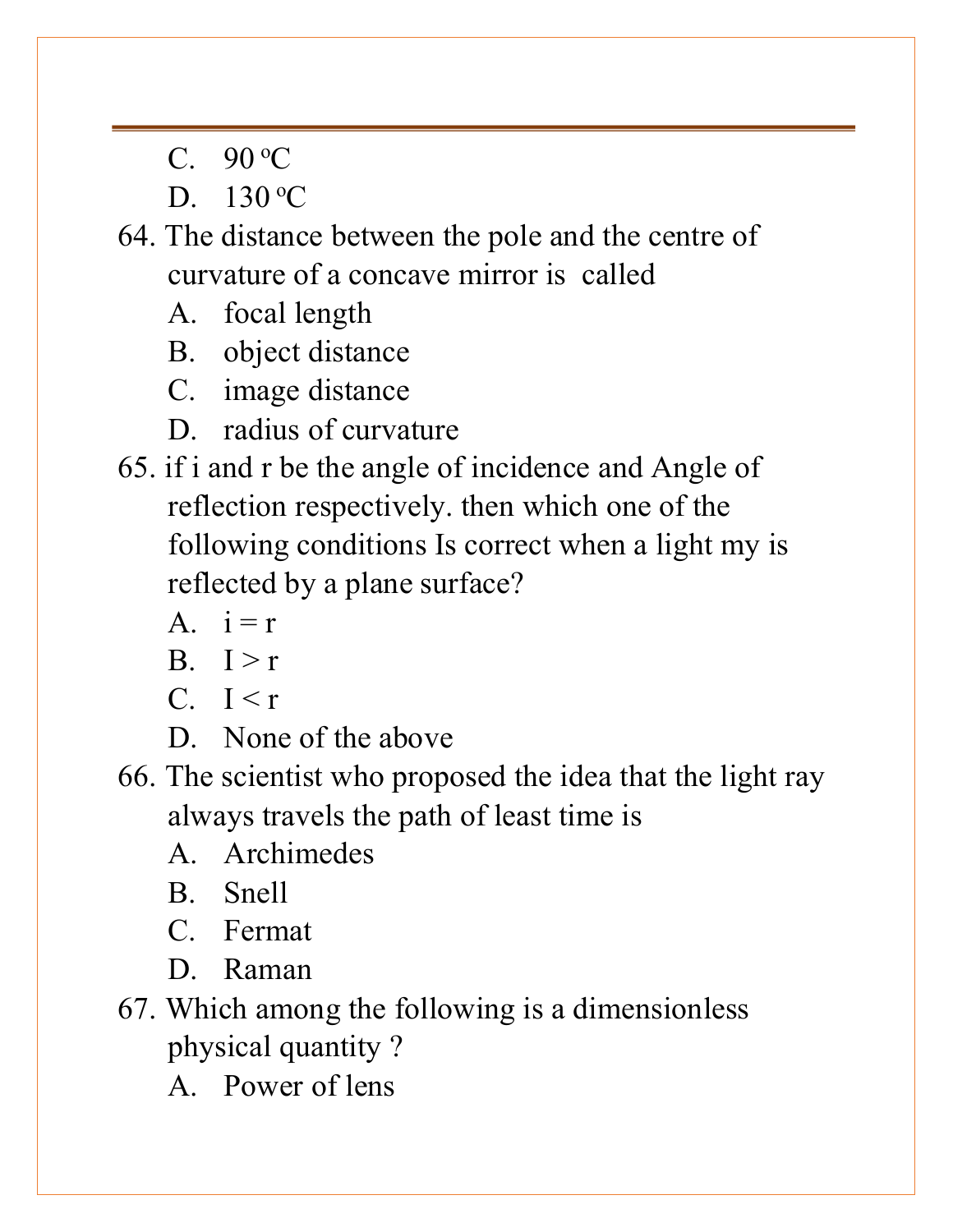C. 90 °C

D. 130 °C

64. The distance between the pole and the centre of curvature of a concave mirror is called

A. focal length

B. object distance

C. image distance

D. radius of curvature

65. if i and r be the angle of incidence and Angle of reflection respectively. then which one of the following conditions Is correct when a light my is reflected by a plane surface?

A. $i = r$

B. $I > r$

C. $I < r$

D. None of the above

66. The scientist who proposed the idea that the light ray always travels the path of least time is

A. Archimedes

B. Snell

C. Fermat

D. Raman

67. Which among the following is a dimensionless physical quantity ?

A. Power of lens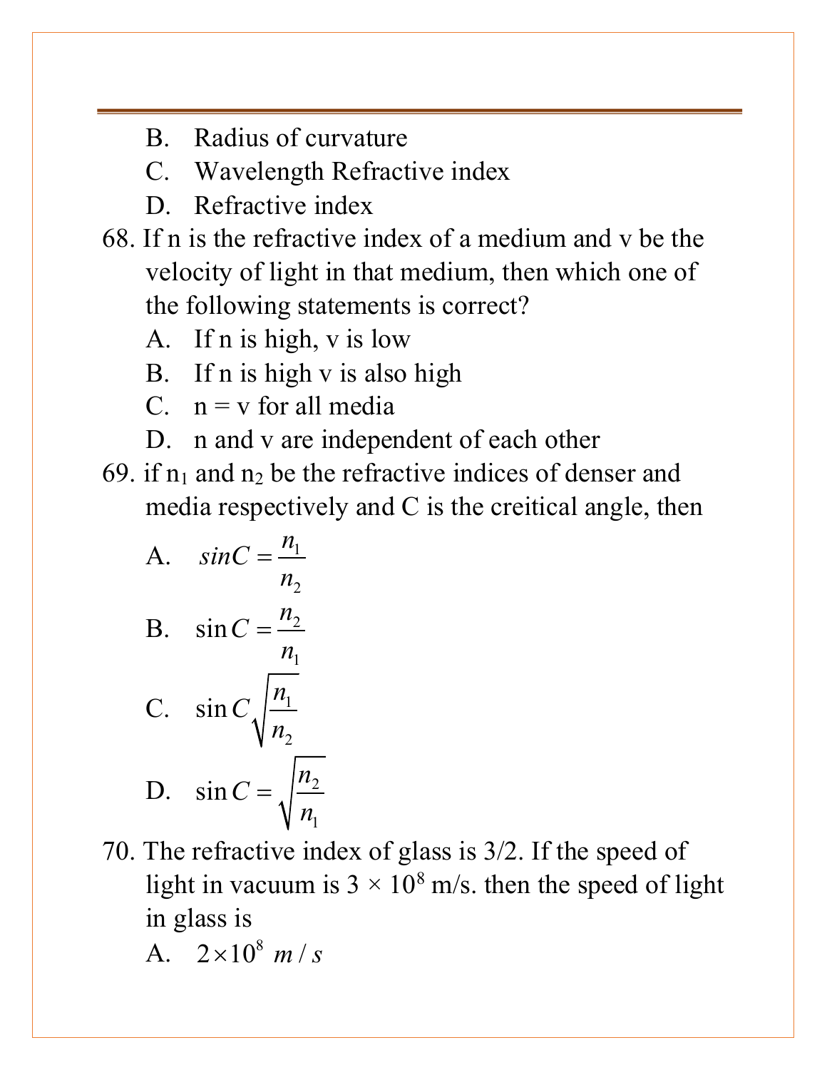B. Radius of curvature

C. Wavelength Refractive index

D. Refractive index

68. If n is the refractive index of a medium and v be the velocity of light in that medium, then which one of the following statements is correct?

A. If n is high, v is low

B. If n is high v is also high

C. n = v for all media

D. n and v are independent of each other

69. if $n_1$ and $n_2$ be the refractive indices of denser and media respectively and C is the creitical angle, then

A. $sinC = \frac{n_1}{n_2}$

B. $\sin C = \frac{n_2}{n_1}$

C. $\sin C \sqrt{\frac{n_1}{n_2}}$

D. $\sin C = \sqrt{\frac{n_2}{n_1}}$

70. The refractive index of glass is 3/2. If the speed of light in vacuum is $3 \times 10^8$ m/s. then the speed of light in glass is

A. $2 \times 10^8\ m/s$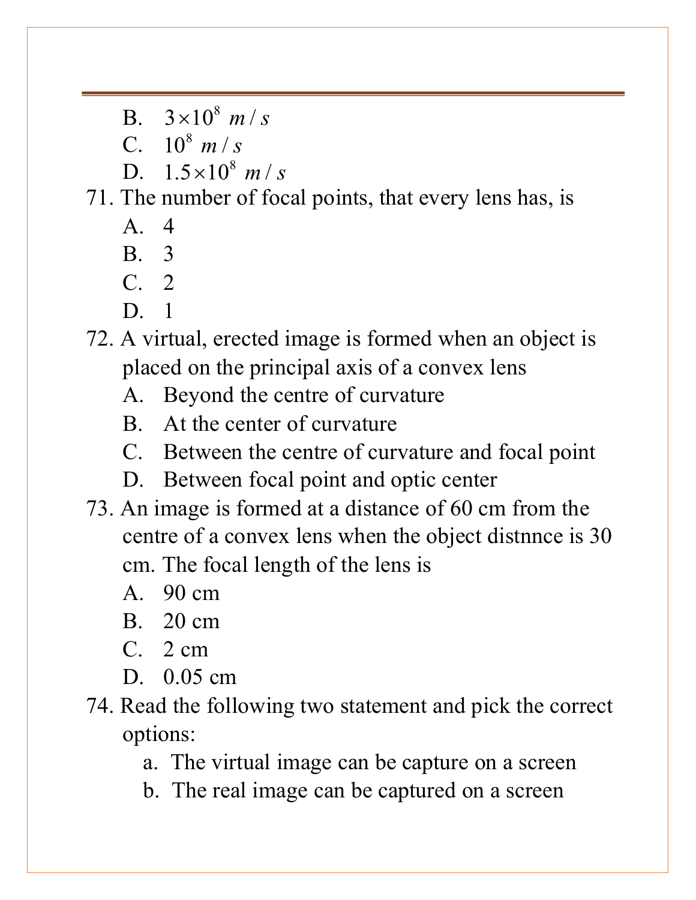B. $3 \times 10^8\ m/s$
C. $10^8\ m/s$
D. $1.5 \times 10^8\ m/s$

71. The number of focal points, that every lens has, is
    A. 4
    B. 3
    C. 2
    D. 1

72. A virtual, erected image is formed when an object is placed on the principal axis of a convex lens
    A. Beyond the centre of curvature
    B. At the center of curvature
    C. Between the centre of curvature and focal point
    D. Between focal point and optic center

73. An image is formed at a distance of 60 cm from the centre of a convex lens when the object distnnce is 30 cm. The focal length of the lens is
    A. 90 cm
    B. 20 cm
    C. 2 cm
    D. 0.05 cm

74. Read the following two statement and pick the correct options:
    a. The virtual image can be capture on a screen
    b. The real image can be captured on a screen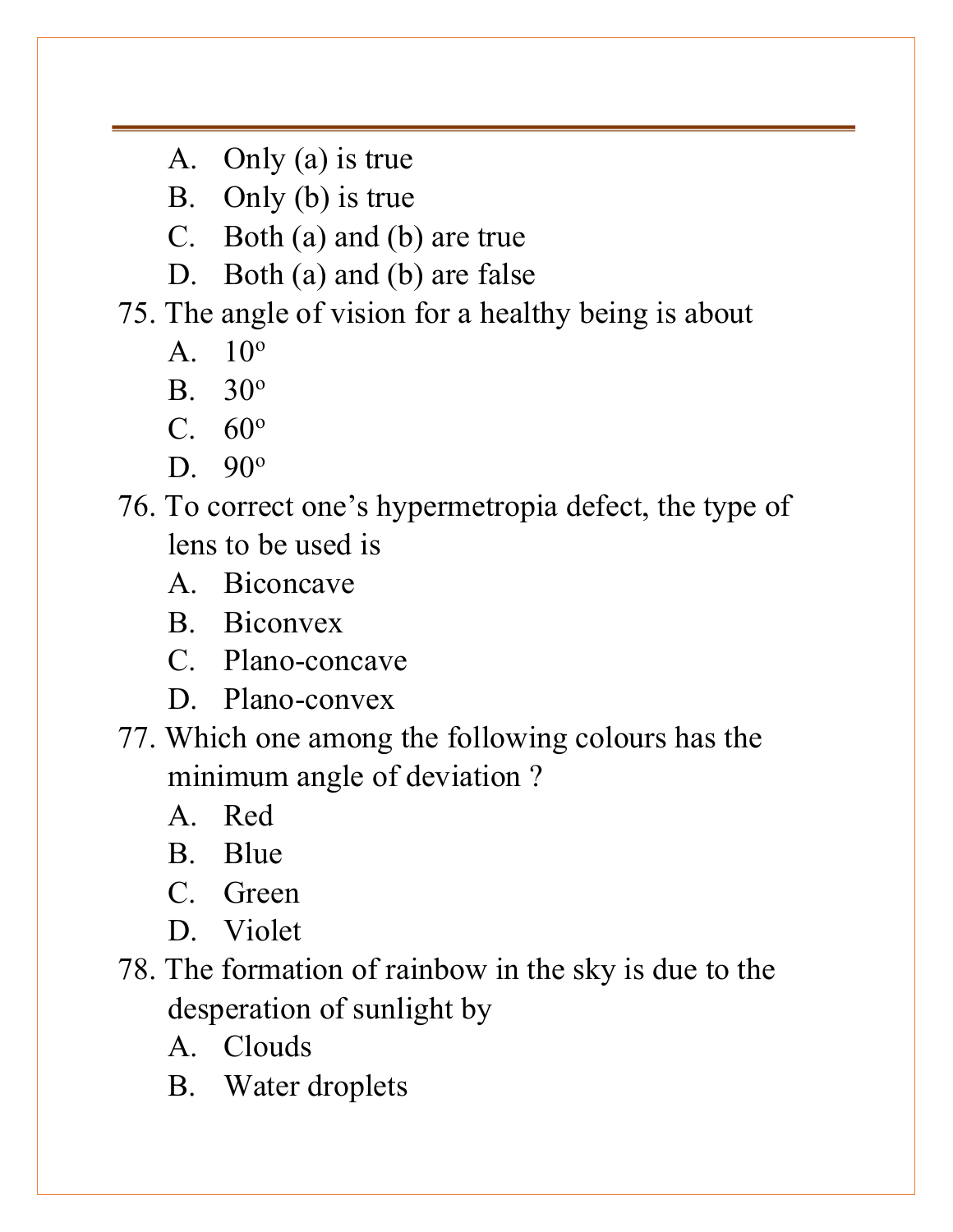A. Only (a) is true
B. Only (b) is true
C. Both (a) and (b) are true
D. Both (a) and (b) are false

75. The angle of vision for a healthy being is about
    A. $10^o$
    B. $30^o$
    C. $60^o$
    D. $90^o$

76. To correct one's hypermetropia defect, the type of lens to be used is
    A. Biconcave
    B. Biconvex
    C. Plano-concave
    D. Plano-convex

77. Which one among the following colours has the minimum angle of deviation ?
    A. Red
    B. Blue
    C. Green
    D. Violet

78. The formation of rainbow in the sky is due to the desperation of sunlight by
    A. Clouds
    B. Water droplets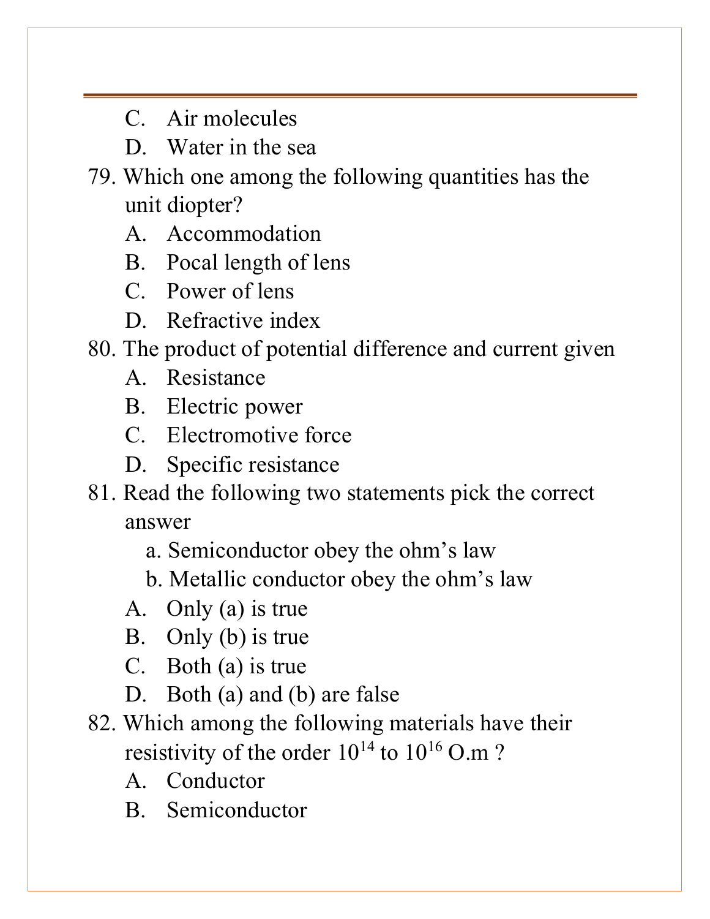C. Air molecules

D. Water in the sea

79. Which one among the following quantities has the unit diopter?

A. Accommodation

B. Pocal length of lens

C. Power of lens

D. Refractive index

80. The product of potential difference and current given

A. Resistance

B. Electric power

C. Electromotive force

D. Specific resistance

81. Read the following two statements pick the correct answer

a. Semiconductor obey the ohm's law

b. Metallic conductor obey the ohm's law

A. Only (a) is true

B. Only (b) is true

C. Both (a) is true

D. Both (a) and (b) are false

82. Which among the following materials have their resistivity of the order $10^{14}$ to $10^{16}$ O.m ?

A. Conductor

B. Semiconductor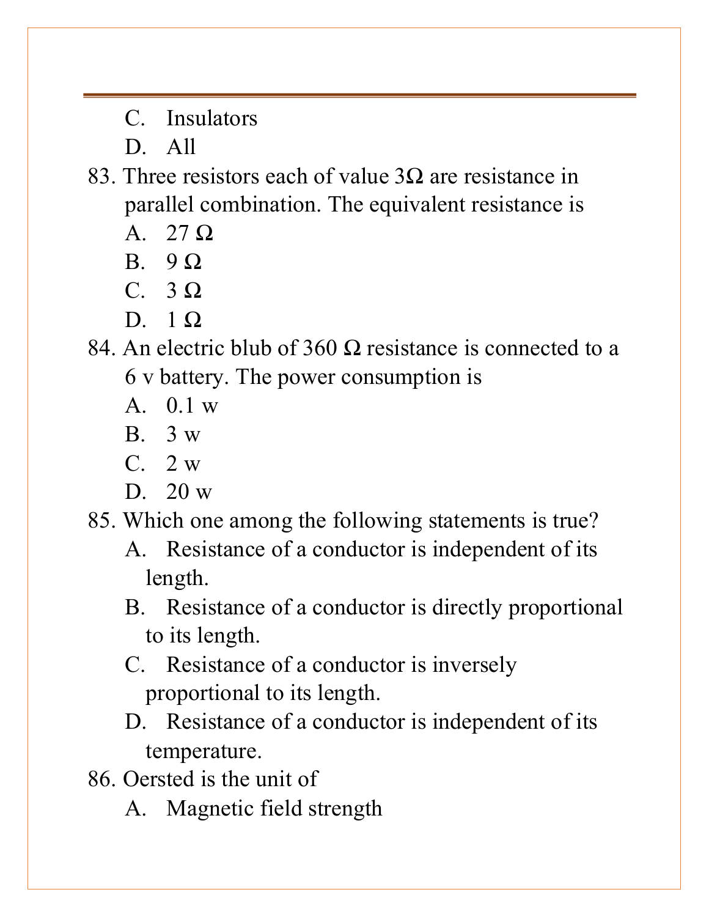C. Insulators

D. All

83. Three resistors each of value 3Ω are resistance in parallel combination. The equivalent resistance is
    A. 27 Ω
    B. 9 Ω
    C. 3 Ω
    D. 1 Ω

84. An electric blub of 360 Ω resistance is connected to a 6 v battery. The power consumption is
    A. 0.1 w
    B. 3 w
    C. 2 w
    D. 20 w

85. Which one among the following statements is true?
    A. Resistance of a conductor is independent of its length.
    B. Resistance of a conductor is directly proportional to its length.
    C. Resistance of a conductor is inversely proportional to its length.
    D. Resistance of a conductor is independent of its temperature.

86. Oersted is the unit of
    A. Magnetic field strength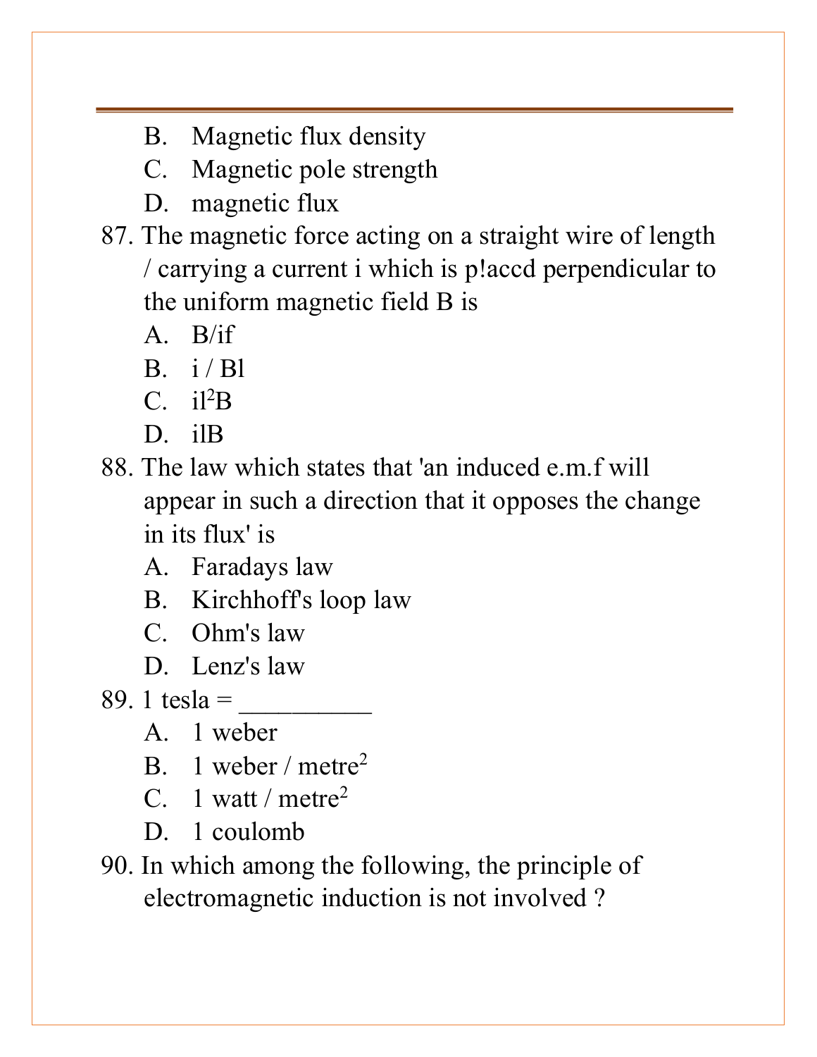B. Magnetic flux density
C. Magnetic pole strength
D. magnetic flux

87. The magnetic force acting on a straight wire of length / carrying a current i which is p!accd perpendicular to the uniform magnetic field B is
A. B/if
B. i / Bl
C. $il^2B$
D. ilB

88. The law which states that 'an induced e.m.f will appear in such a direction that it opposes the change in its flux' is
A. Faradays law
B. Kirchhoff's loop law
C. Ohm's law
D. Lenz's law

89. 1 tesla = __________
A. 1 weber
B. 1 weber / $metre^2$
C. 1 watt / $metre^2$
D. 1 coulomb

90. In which among the following, the principle of electromagnetic induction is not involved ?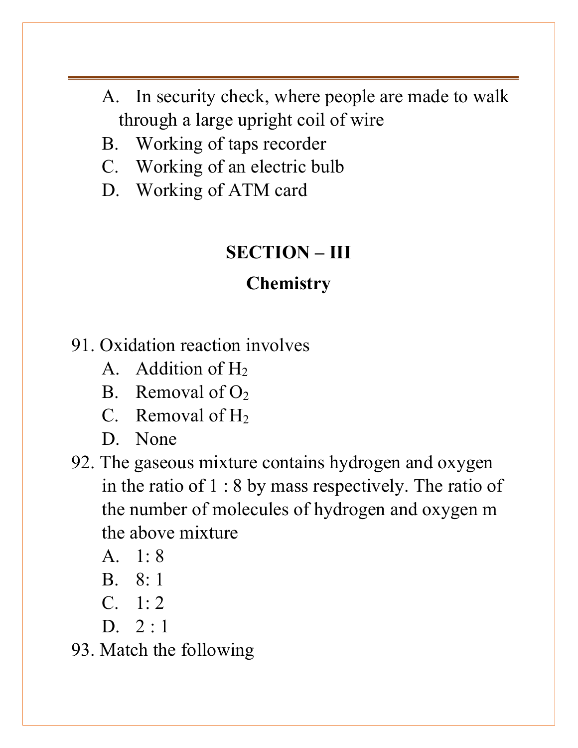A. In security check, where people are made to walk through a large upright coil of wire
B. Working of taps recorder
C. Working of an electric bulb
D. Working of ATM card

## SECTION – III

## Chemistry

91. Oxidation reaction involves
    A. Addition of $H_2$
    B. Removal of $O_2$
    C. Removal of $H_2$
    D. None
92. The gaseous mixture contains hydrogen and oxygen in the ratio of 1 : 8 by mass respectively. The ratio of the number of molecules of hydrogen and oxygen m the above mixture
    A. 1: 8
    B. 8: 1
    C. 1: 2
    D. 2 : 1
93. Match the following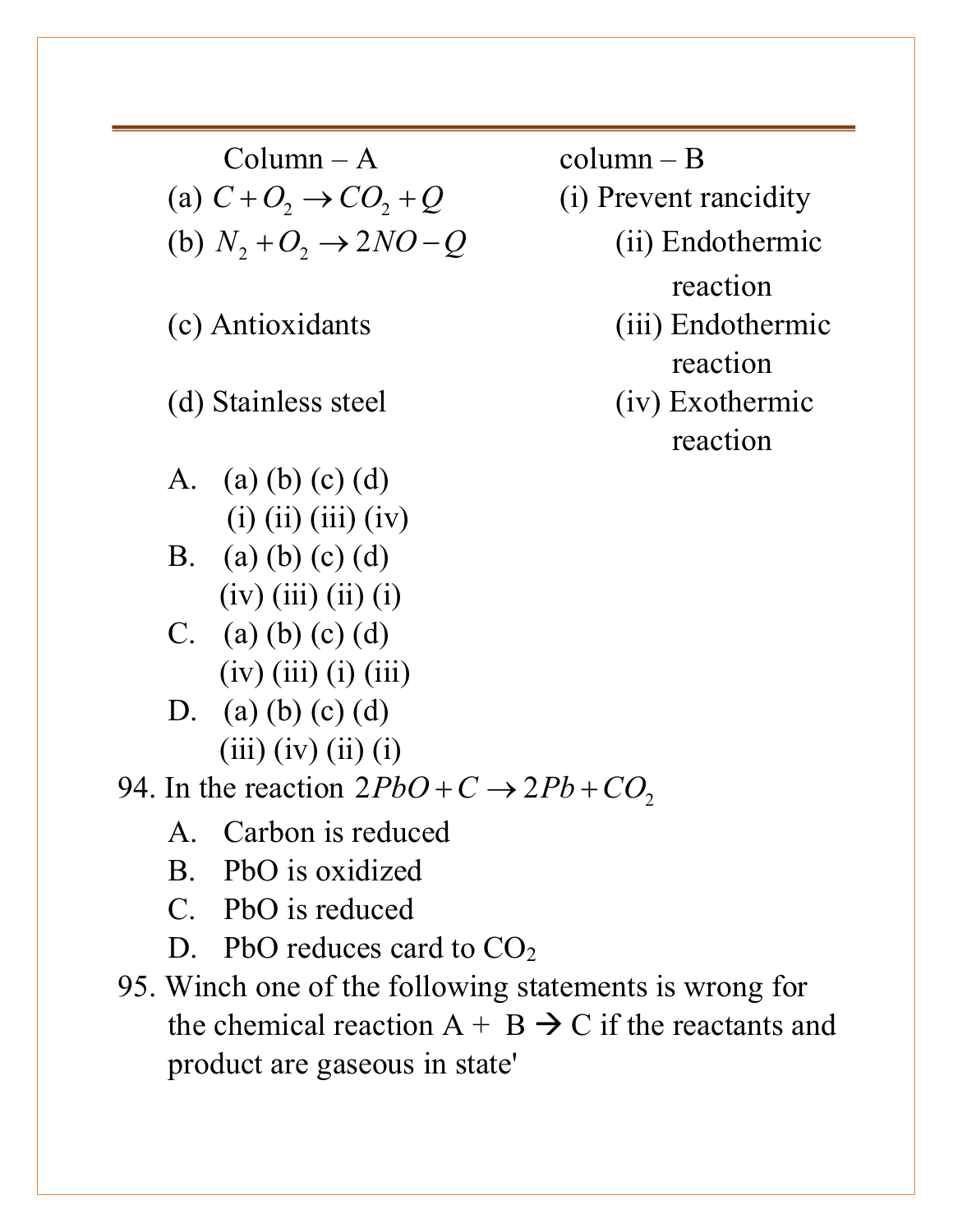| Column – A | column – B |
| --- | --- |
| (a) $C + O_2 \rightarrow CO_2 + Q$ | (i) Prevent rancidity |
| (b) $N_2 + O_2 \rightarrow 2NO - Q$ | (ii) Endothermic reaction |
| (c) Antioxidants | (iii) Endothermic reaction |
| (d) Stainless steel | (iv) Exothermic reaction |

A. (a) (b) (c) (d)
   (i) (ii) (iii) (iv)

B. (a) (b) (c) (d)
   (iv) (iii) (ii) (i)

C. (a) (b) (c) (d)
   (iv) (iii) (i) (iii)

D. (a) (b) (c) (d)
   (iii) (iv) (ii) (i)

94. In the reaction $2PbO + C \rightarrow 2Pb + CO_2$

A. Carbon is reduced
B. PbO is oxidized
C. PbO is reduced
D. PbO reduces card to $CO_2$

95. Winch one of the following statements is wrong for the chemical reaction A + B → C if the reactants and product are gaseous in state'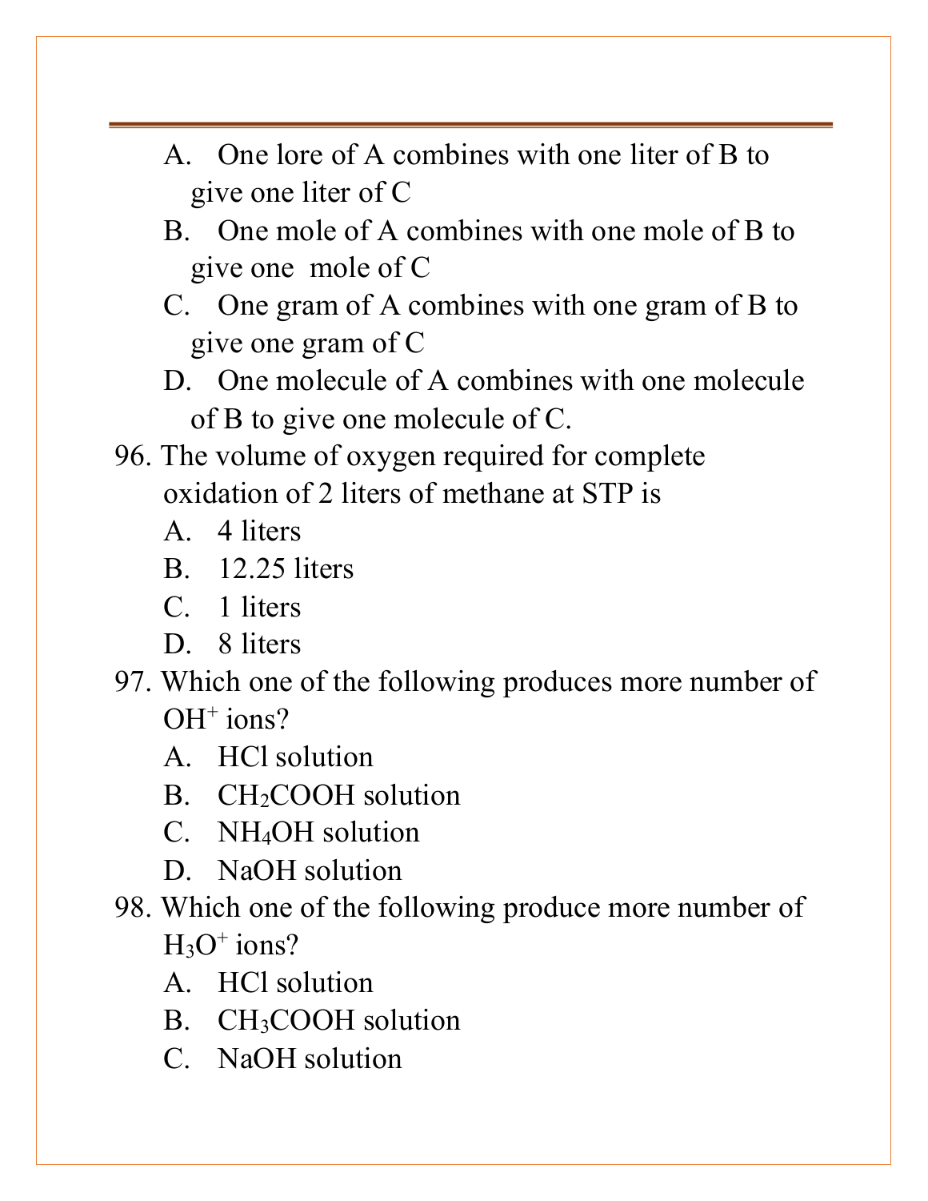A. One lore of A combines with one liter of B to give one liter of C
B. One mole of A combines with one mole of B to give one mole of C
C. One gram of A combines with one gram of B to give one gram of C
D. One molecule of A combines with one molecule of B to give one molecule of C.

96. The volume of oxygen required for complete oxidation of 2 liters of methane at STP is
A. 4 liters
B. 12.25 liters
C. 1 liters
D. 8 liters

97. Which one of the following produces more number of $OH^+$ ions?
A. HCl solution
B. $CH_2COOH$ solution
C. $NH_4OH$ solution
D. NaOH solution

98. Which one of the following produce more number of $H_3O^+$ ions?
A. HCl solution
B. $CH_3COOH$ solution
C. NaOH solution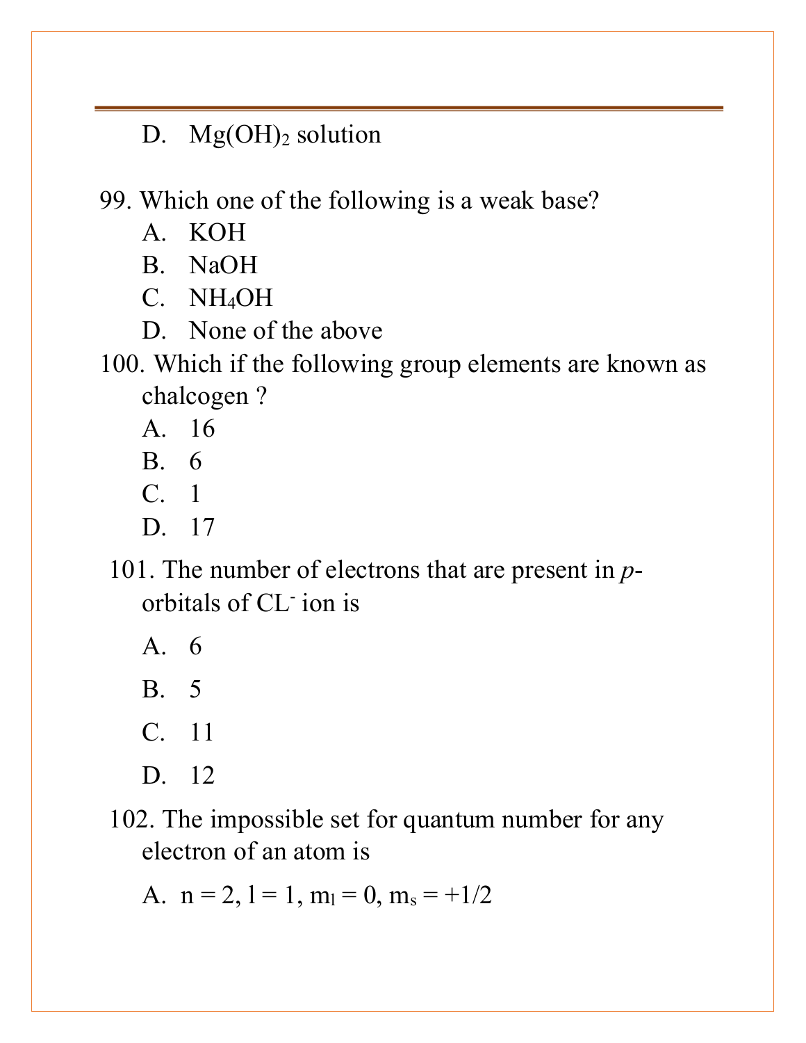D. $Mg(OH)_2$ solution

99. Which one of the following is a weak base?

A. KOH

B. NaOH

C. $NH_4OH$

D. None of the above

100. Which if the following group elements are known as chalcogen ?

A. 16

B. 6

C. 1

D. 17

101. The number of electrons that are present in *p*-orbitals of $CL^-$ ion is

A. 6

B. 5

C. 11

D. 12

102. The impossible set for quantum number for any electron of an atom is

A. $n = 2, l = 1, m_l = 0, m_s = +1/2$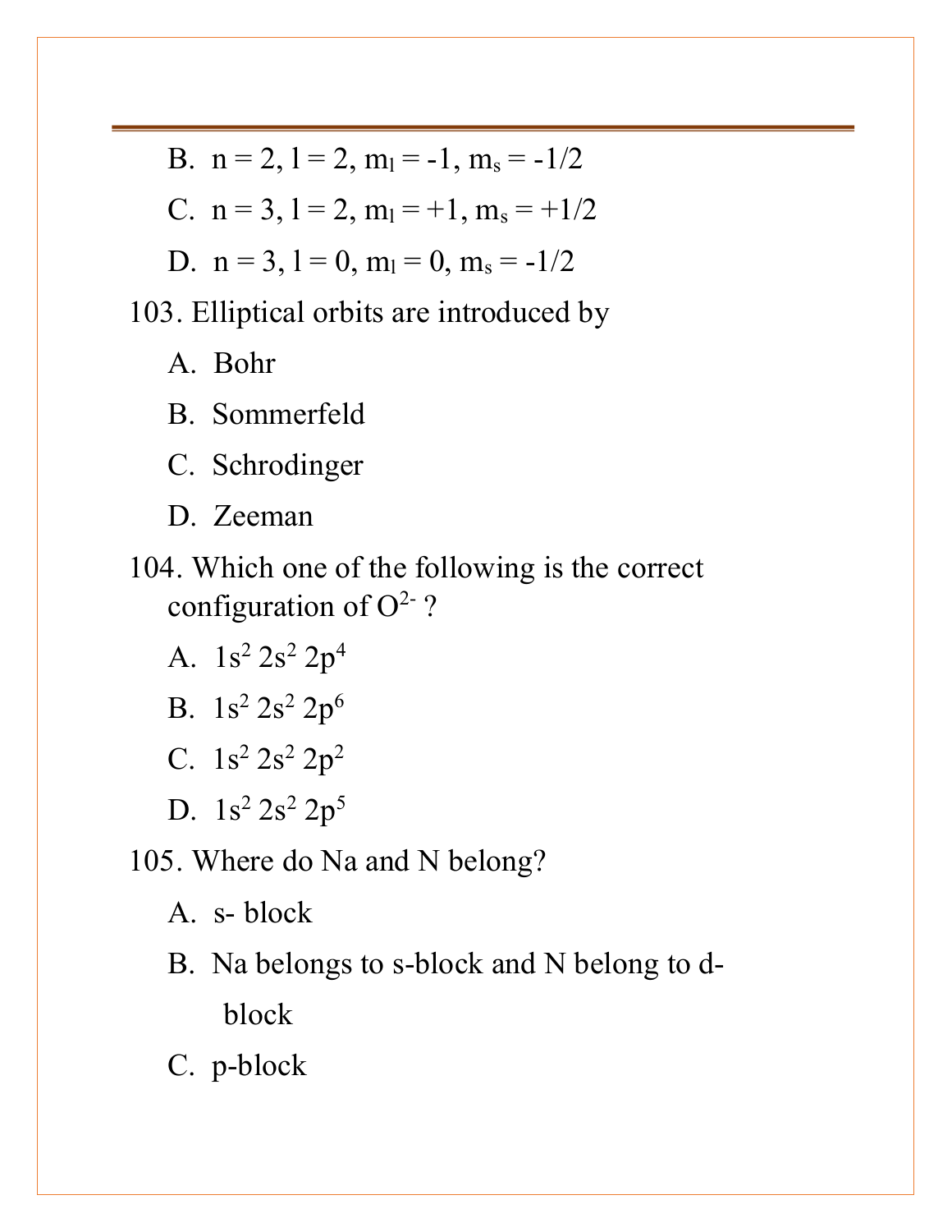B. $n = 2, l = 2, m_l = -1, m_s = -1/2$

C. $n = 3, l = 2, m_l = +1, m_s = +1/2$

D. $n = 3, l = 0, m_l = 0, m_s = -1/2$

103. Elliptical orbits are introduced by

A. Bohr

B. Sommerfeld

C. Schrodinger

D. Zeeman

104. Which one of the following is the correct configuration of $O^{2-}$ ?

A. $1s^2\ 2s^2\ 2p^4$

B. $1s^2\ 2s^2\ 2p^6$

C. $1s^2\ 2s^2\ 2p^2$

D. $1s^2\ 2s^2\ 2p^5$

105. Where do Na and N belong?

A. s- block

B. Na belongs to s-block and N belong to d-block

C. p-block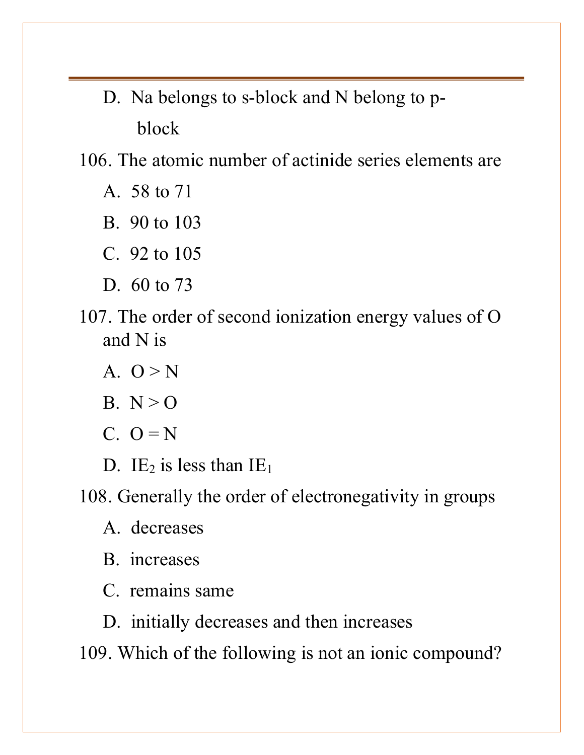D. Na belongs to s-block and N belong to p-block

106. The atomic number of actinide series elements are

A. 58 to 71

B. 90 to 103

C. 92 to 105

D. 60 to 73

107. The order of second ionization energy values of O and N is

A. O > N

B. N > O

C. O = N

D. $IE_2$ is less than $IE_1$

108. Generally the order of electronegativity in groups

A. decreases

B. increases

C. remains same

D. initially decreases and then increases

109. Which of the following is not an ionic compound?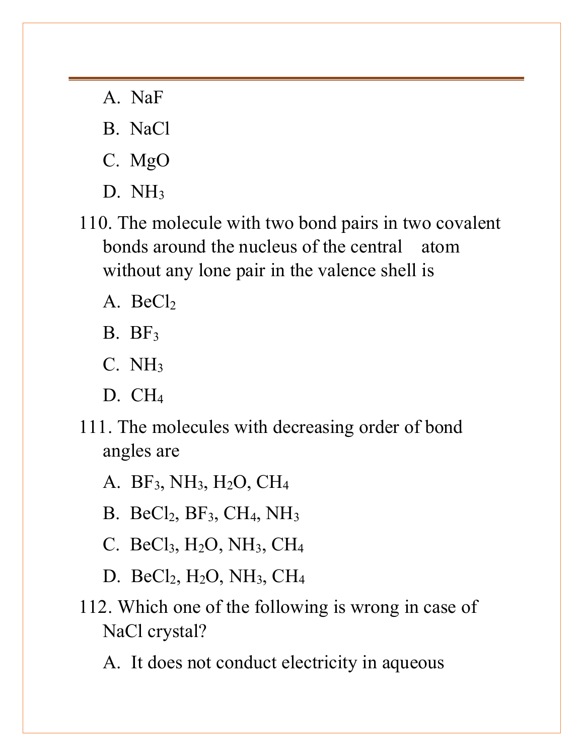A. NaF

B. NaCl

C. MgO

D. $NH_3$

110. The molecule with two bond pairs in two covalent bonds around the nucleus of the central atom without any lone pair in the valence shell is

A. $BeCl_2$

B. $BF_3$

C. $NH_3$

D. $CH_4$

111. The molecules with decreasing order of bond angles are

A. $BF_3$, $NH_3$, $H_2O$, $CH_4$

B. $BeCl_2$, $BF_3$, $CH_4$, $NH_3$

C. $BeCl_3$, $H_2O$, $NH_3$, $CH_4$

D. $BeCl_2$, $H_2O$, $NH_3$, $CH_4$

112. Which one of the following is wrong in case of NaCl crystal?

A. It does not conduct electricity in aqueous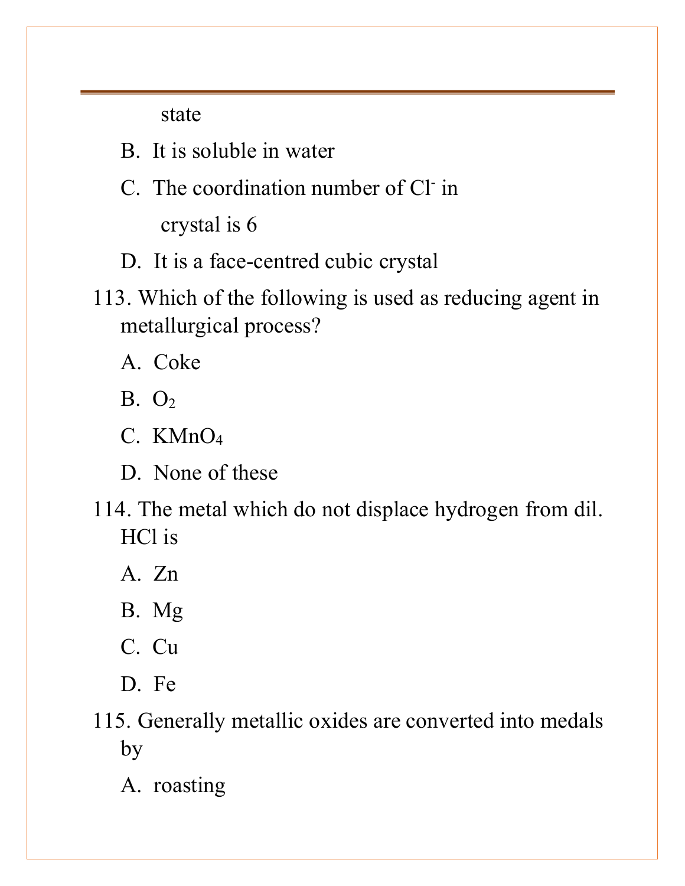state

B. It is soluble in water

C. The coordination number of $Cl^-$ in crystal is 6

D. It is a face-centred cubic crystal

113. Which of the following is used as reducing agent in metallurgical process?

A. Coke

B. $O_2$

C. $KMnO_4$

D. None of these

114. The metal which do not displace hydrogen from dil. HCl is

A. Zn

B. Mg

C. Cu

D. Fe

115. Generally metallic oxides are converted into medals by

A. roasting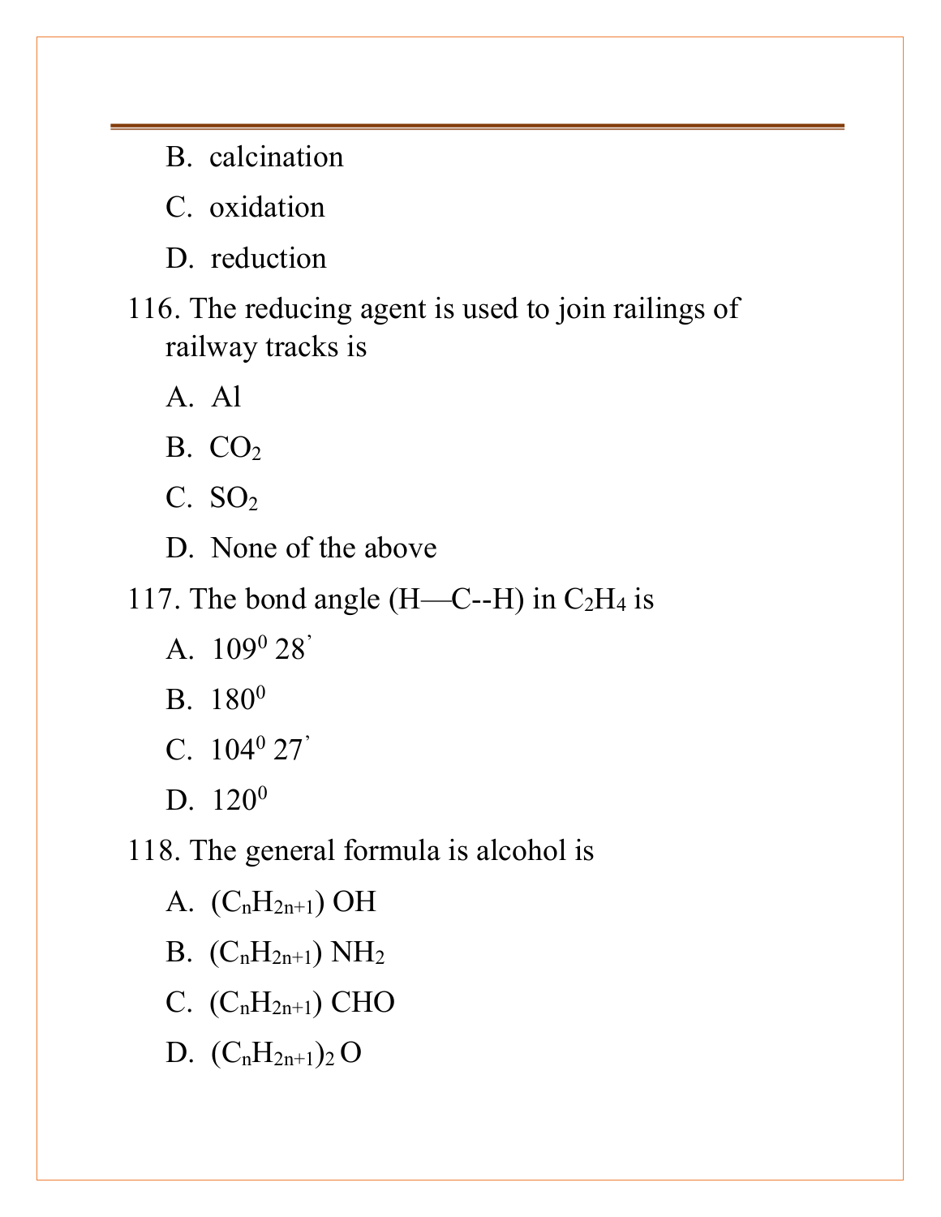B. calcination

C. oxidation

D. reduction

116. The reducing agent is used to join railings of railway tracks is

A. Al

B. $CO_2$

C. $SO_2$

D. None of the above

117. The bond angle (H—C--H) in $C_2H_4$ is

A. $109^0$ 28'

B. $180^0$

C. $104^0$ 27'

D. $120^0$

118. The general formula is alcohol is

A. $(C_nH_{2n+1})$ OH

B. $(C_nH_{2n+1})$ $NH_2$

C. $(C_nH_{2n+1})$ CHO

D. $(C_nH_{2n+1})_2$ O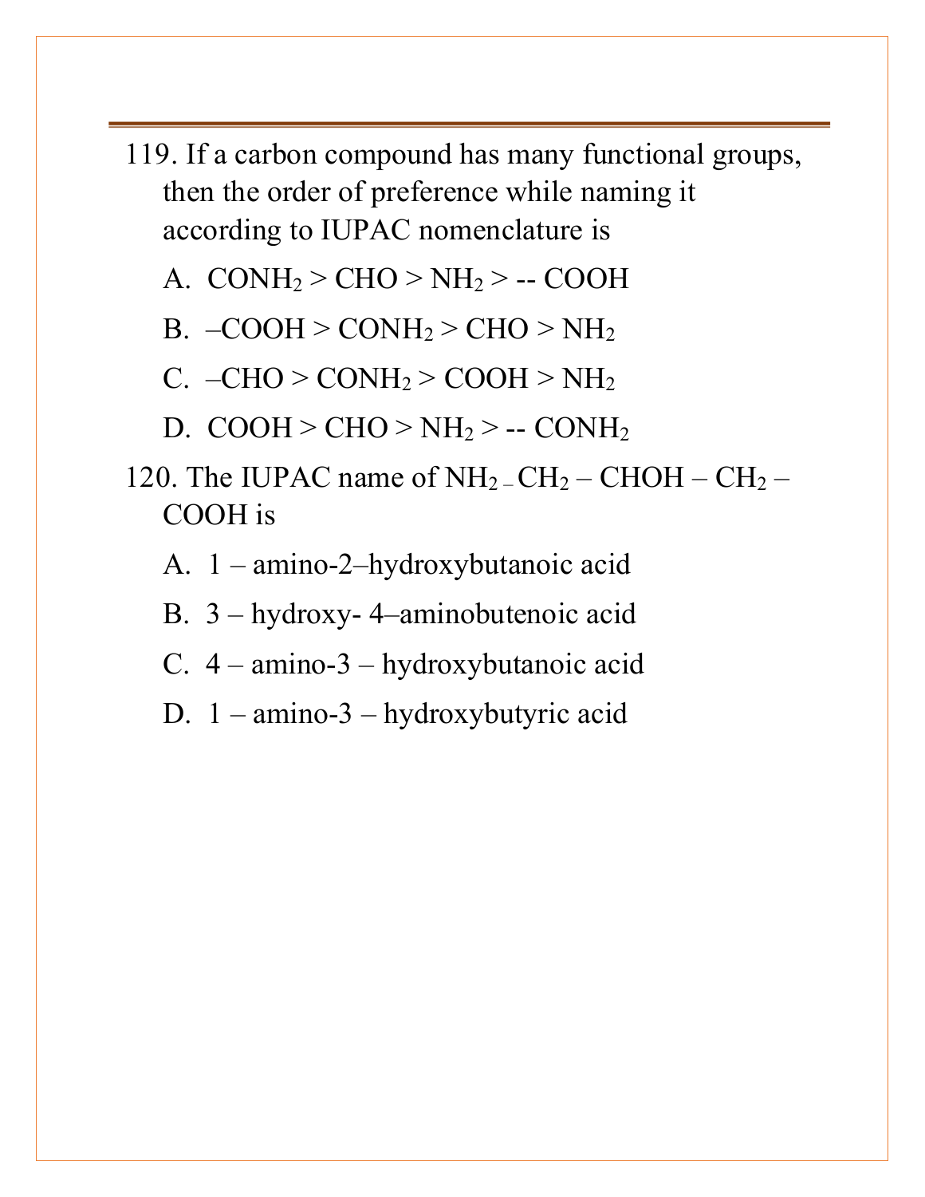119. If a carbon compound has many functional groups, then the order of preference while naming it according to IUPAC nomenclature is

A. $CONH_2$ > CHO > $NH_2$ > -- COOH

B. –COOH > $CONH_2$ > CHO > $NH_2$

C. –CHO > $CONH_2$ > COOH > $NH_2$

D. COOH > CHO > $NH_2$ > -- $CONH_2$

120. The IUPAC name of $NH_2$ – $CH_2$ – CHOH – $CH_2$ – COOH is

A. 1 – amino-2–hydroxybutanoic acid

B. 3 – hydroxy- 4–aminobutenoic acid

C. 4 – amino-3 – hydroxybutanoic acid

D. 1 – amino-3 – hydroxybutyric acid